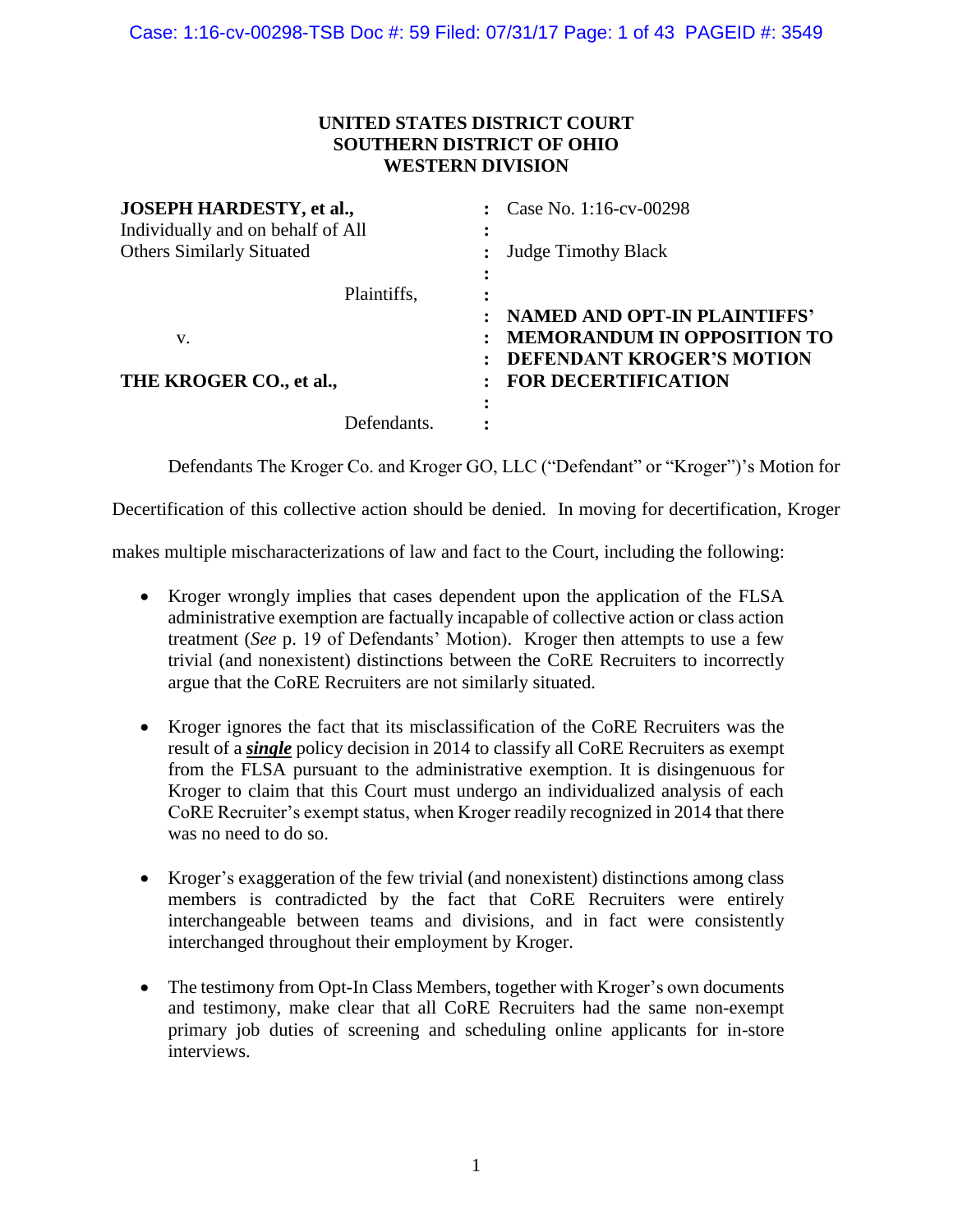**UNITED STATES DISTRICT COURT**
**SOUTHERN DISTRICT OF OHIO**
**WESTERN DIVISION**

| | | |
|---|---|---|
| **JOSEPH HARDESTY, et al.,** Individually and on behalf of All Others Similarly Situated | : | Case No. 1:16-cv-00298 |
| Plaintiffs, | : | Judge Timothy Black |
| v. | : | **NAMED AND OPT-IN PLAINTIFFS' MEMORANDUM IN OPPOSITION TO DEFENDANT KROGER'S MOTION FOR DECERTIFICATION** |
| **THE KROGER CO., et al.,** | : | |
| Defendants. | : | |

Defendants The Kroger Co. and Kroger GO, LLC ("Defendant" or "Kroger")'s Motion for Decertification of this collective action should be denied. In moving for decertification, Kroger makes multiple mischaracterizations of law and fact to the Court, including the following:

- Kroger wrongly implies that cases dependent upon the application of the FLSA administrative exemption are factually incapable of collective action or class action treatment (*See* p. 19 of Defendants' Motion). Kroger then attempts to use a few trivial (and nonexistent) distinctions between the CoRE Recruiters to incorrectly argue that the CoRE Recruiters are not similarly situated.

- Kroger ignores the fact that its misclassification of the CoRE Recruiters was the result of a ***single*** policy decision in 2014 to classify all CoRE Recruiters as exempt from the FLSA pursuant to the administrative exemption. It is disingenuous for Kroger to claim that this Court must undergo an individualized analysis of each CoRE Recruiter's exempt status, when Kroger readily recognized in 2014 that there was no need to do so.

- Kroger's exaggeration of the few trivial (and nonexistent) distinctions among class members is contradicted by the fact that CoRE Recruiters were entirely interchangeable between teams and divisions, and in fact were consistently interchanged throughout their employment by Kroger.

- The testimony from Opt-In Class Members, together with Kroger's own documents and testimony, make clear that all CoRE Recruiters had the same non-exempt primary job duties of screening and scheduling online applicants for in-store interviews.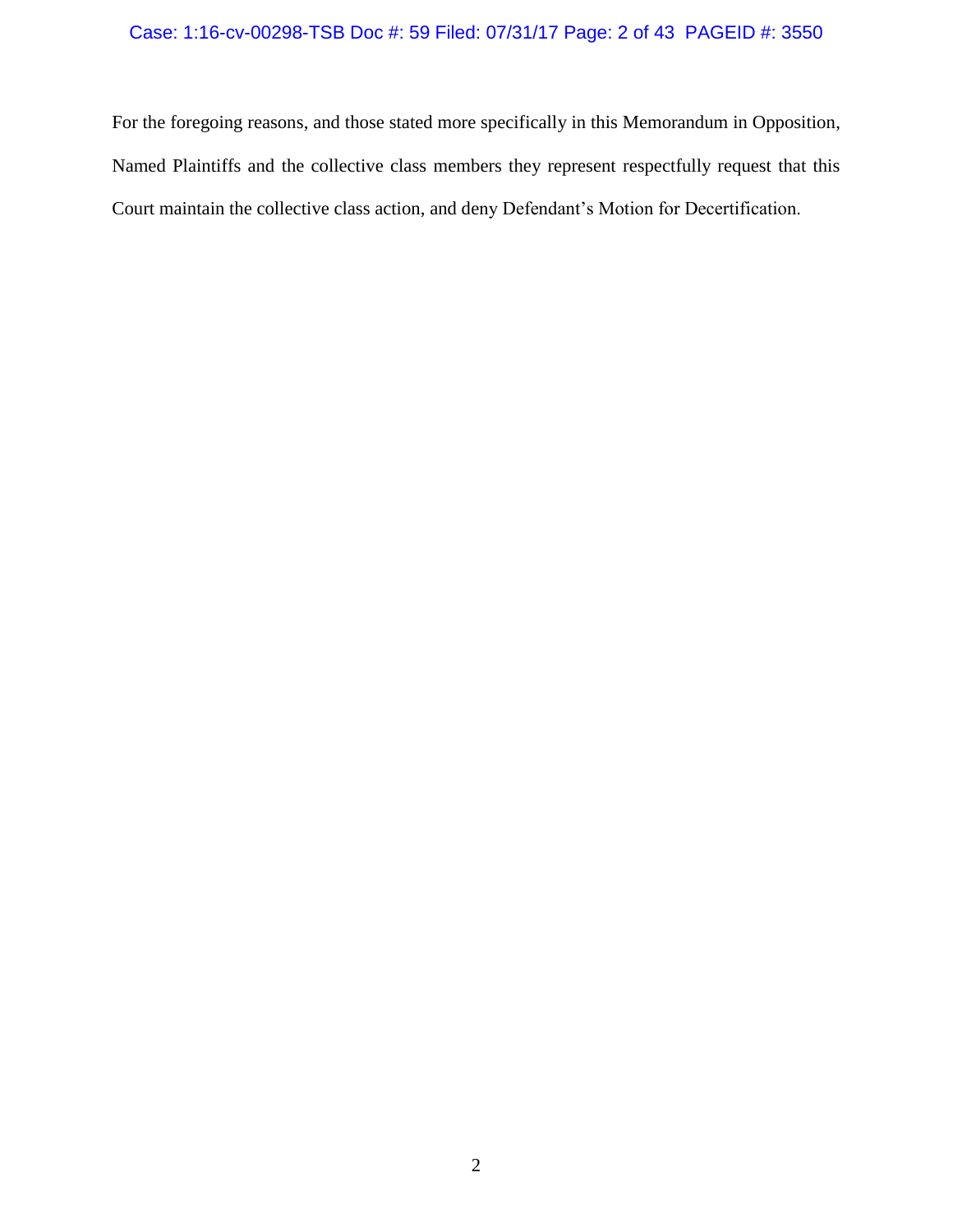For the foregoing reasons, and those stated more specifically in this Memorandum in Opposition, Named Plaintiffs and the collective class members they represent respectfully request that this Court maintain the collective class action, and deny Defendant's Motion for Decertification.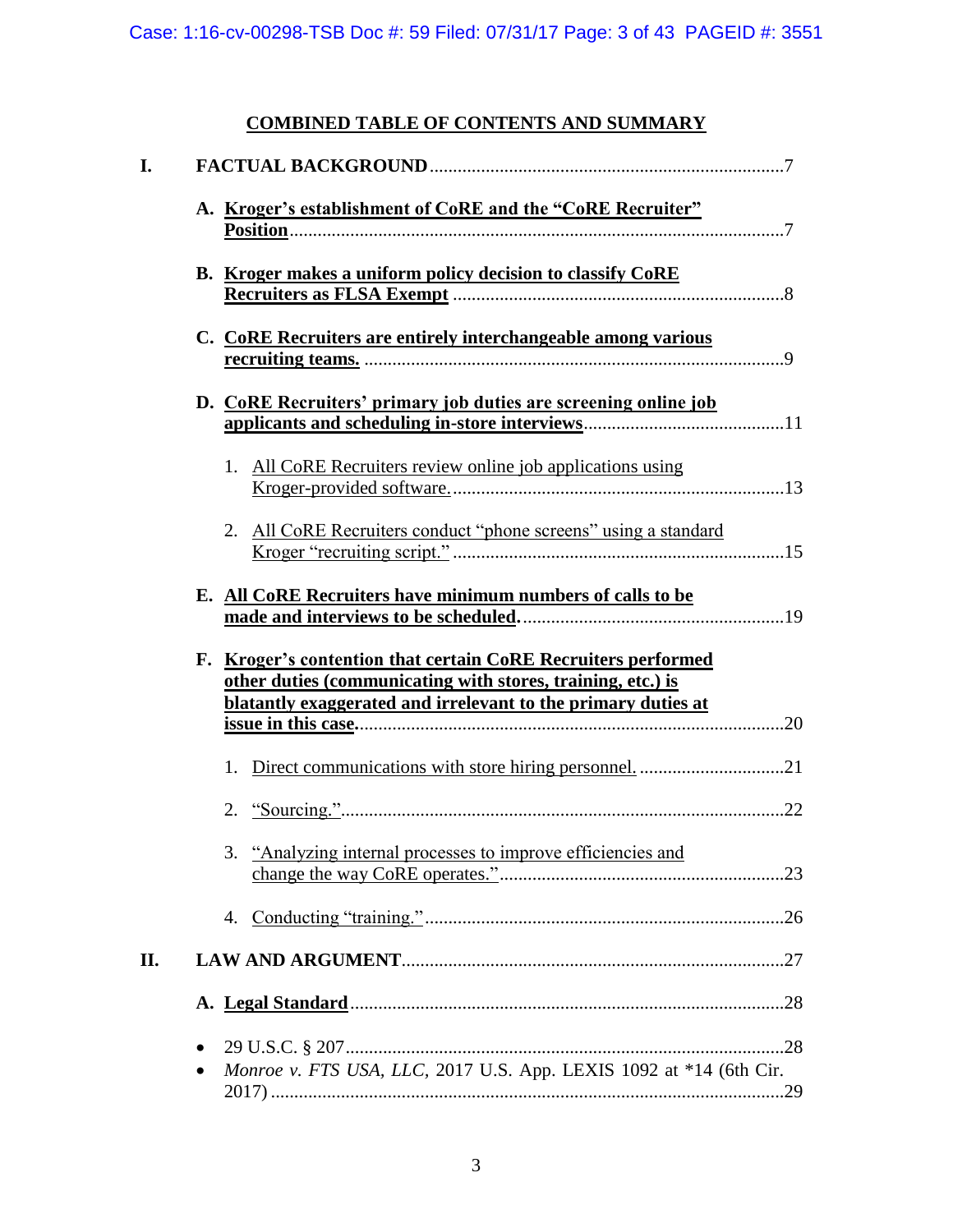## COMBINED TABLE OF CONTENTS AND SUMMARY

**I. FACTUAL BACKGROUND** .......... 7

- **A. Kroger's establishment of CoRE and the "CoRE Recruiter" Position** .......... 7
- **B. Kroger makes a uniform policy decision to classify CoRE Recruiters as FLSA Exempt** .......... 8
- **C. CoRE Recruiters are entirely interchangeable among various recruiting teams.** .......... 9
- **D. CoRE Recruiters' primary job duties are screening online job applicants and scheduling in-store interviews** .......... 11
  1. All CoRE Recruiters review online job applications using Kroger-provided software. .......... 13
  2. All CoRE Recruiters conduct "phone screens" using a standard Kroger "recruiting script." .......... 15
- **E. All CoRE Recruiters have minimum numbers of calls to be made and interviews to be scheduled.** .......... 19
- **F. Kroger's contention that certain CoRE Recruiters performed other duties (communicating with stores, training, etc.) is blatantly exaggerated and irrelevant to the primary duties at issue in this case.** .......... 20
  1. Direct communications with store hiring personnel. .......... 21
  2. "Sourcing." .......... 22
  3. "Analyzing internal processes to improve efficiencies and change the way CoRE operates." .......... 23
  4. Conducting "training." .......... 26

**II. LAW AND ARGUMENT** .......... 27

- **A. Legal Standard** .......... 28
  - 29 U.S.C. § 207 .......... 28
  - *Monroe v. FTS USA, LLC*, 2017 U.S. App. LEXIS 1092 at *14 (6th Cir. 2017) .......... 29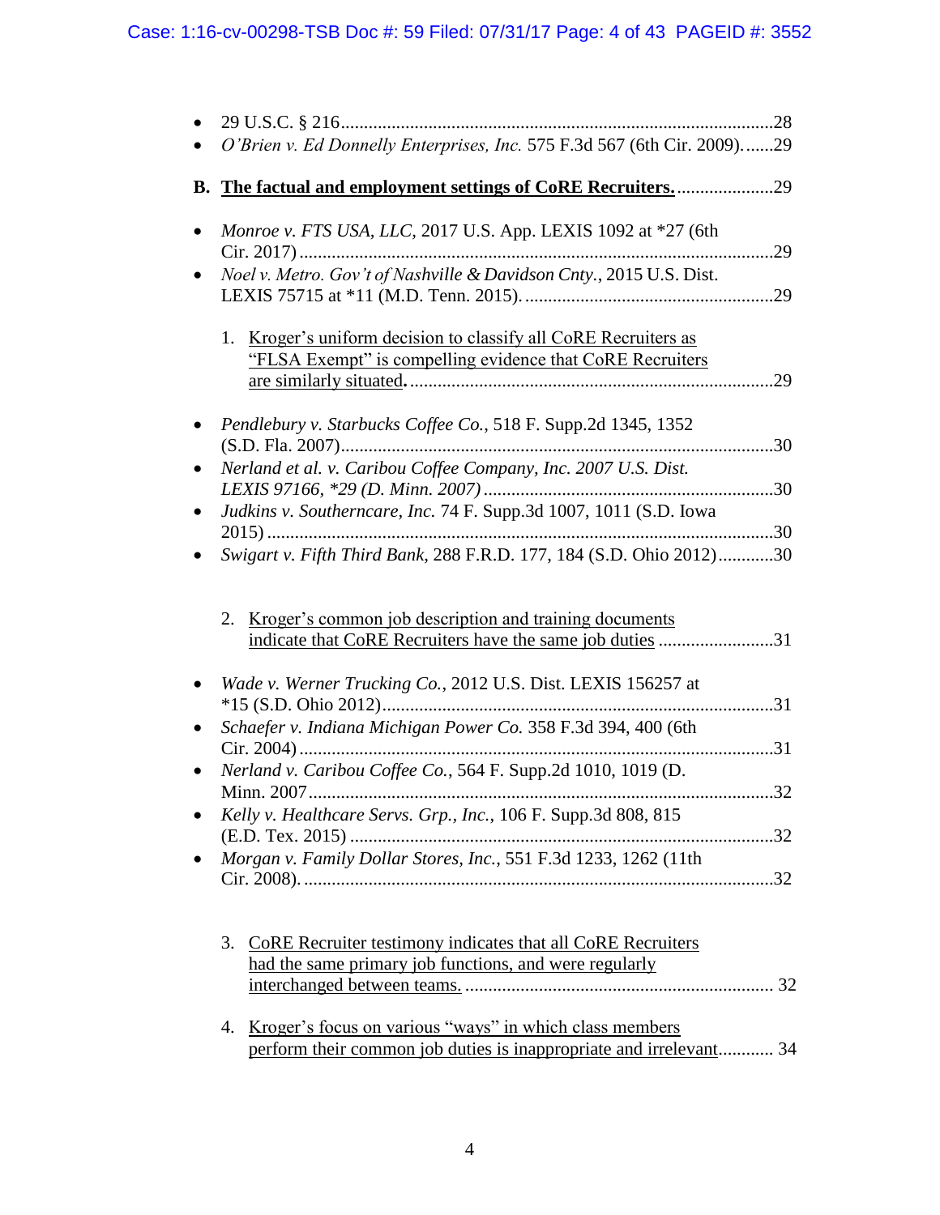- 29 U.S.C. § 216.............................................................................................28
- *O'Brien v. Ed Donnelly Enterprises, Inc.* 575 F.3d 567 (6th Cir. 2009).......29

**B. <u>The factual and employment settings of CoRE Recruiters.</u>**.....................29

- *Monroe v. FTS USA, LLC*, 2017 U.S. App. LEXIS 1092 at *27 (6th Cir. 2017).....................................................................................................29
- *Noel v. Metro. Gov't of Nashville & Davidson Cnty.*, 2015 U.S. Dist. LEXIS 75715 at *11 (M.D. Tenn. 2015)......................................................29

1. <u>Kroger's uniform decision to classify all CoRE Recruiters as "FLSA Exempt" is compelling evidence that CoRE Recruiters are similarly situated</u>**.** ...............................................................................29

- *Pendlebury v. Starbucks Coffee Co.*, 518 F. Supp.2d 1345, 1352 (S.D. Fla. 2007).............................................................................................30
- *Nerland et al. v. Caribou Coffee Company, Inc. 2007 U.S. Dist. LEXIS 97166, *29 (D. Minn. 2007)*..............................................................30
- *Judkins v. Southerncare, Inc.* 74 F. Supp.3d 1007, 1011 (S.D. Iowa 2015).............................................................................................................30
- *Swigart v. Fifth Third Bank*, 288 F.R.D. 177, 184 (S.D. Ohio 2012)............30

2. <u>Kroger's common job description and training documents indicate that CoRE Recruiters have the same job duties</u> .........................31

- *Wade v. Werner Trucking Co.*, 2012 U.S. Dist. LEXIS 156257 at *15 (S.D. Ohio 2012)....................................................................................31
- *Schaefer v. Indiana Michigan Power Co.* 358 F.3d 394, 400 (6th Cir. 2004).....................................................................................................31
- *Nerland v. Caribou Coffee Co.*, 564 F. Supp.2d 1010, 1019 (D. Minn. 2007....................................................................................................32
- *Kelly v. Healthcare Servs. Grp., Inc.*, 106 F. Supp.3d 808, 815 (E.D. Tex. 2015) ...........................................................................................32
- *Morgan v. Family Dollar Stores, Inc.*, 551 F.3d 1233, 1262 (11th Cir. 2008)......................................................................................................32

3. <u>CoRE Recruiter testimony indicates that all CoRE Recruiters had the same primary job functions, and were regularly interchanged between teams.</u> .................................................................. 32

4. <u>Kroger's focus on various "ways" in which class members perform their common job duties is inappropriate and irrelevant</u>............ 34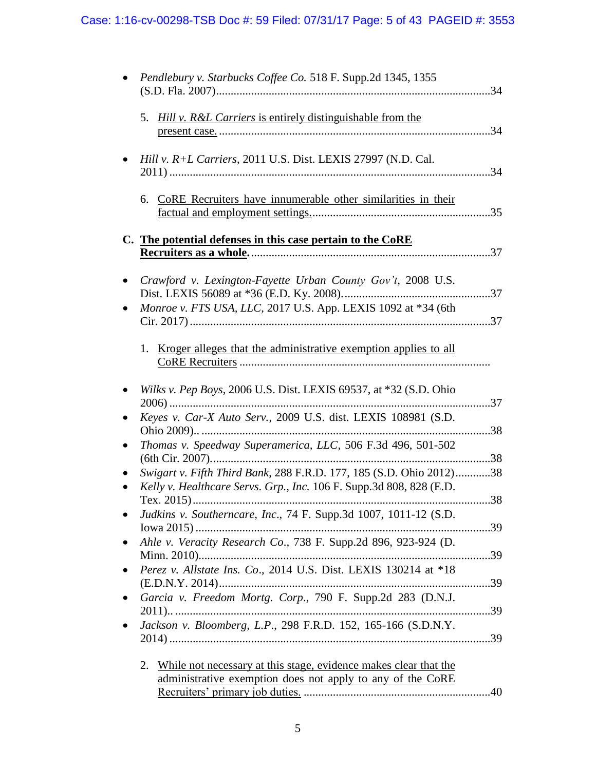- *Pendlebury v. Starbucks Coffee Co.* 518 F. Supp.2d 1345, 1355 (S.D. Fla. 2007) ..... 34

  5. <u>*Hill v. R&L Carriers* is entirely distinguishable from the present case.</u> ..... 34

- *Hill v. R+L Carriers*, 2011 U.S. Dist. LEXIS 27997 (N.D. Cal. 2011) ..... 34

  6. <u>CoRE Recruiters have innumerable other similarities in their factual and employment settings.</u> ..... 35

**C. <u>The potential defenses in this case pertain to the CoRE Recruiters as a whole.</u>** ..... 37

- *Crawford v. Lexington-Fayette Urban County Gov't*, 2008 U.S. Dist. LEXIS 56089 at *36 (E.D. Ky. 2008). ..... 37
- *Monroe v. FTS USA, LLC,* 2017 U.S. App. LEXIS 1092 at *34 (6th Cir. 2017) ..... 37

  1. <u>Kroger alleges that the administrative exemption applies to all CoRE Recruiters</u> .....

- *Wilks v. Pep Boys*, 2006 U.S. Dist. LEXIS 69537, at *32 (S.D. Ohio 2006) ..... 37
- *Keyes v. Car-X Auto Serv.*, 2009 U.S. dist. LEXIS 108981 (S.D. Ohio 2009). ..... 38
- *Thomas v. Speedway Superamerica, LLC*, 506 F.3d 496, 501-502 (6th Cir. 2007). ..... 38
- *Swigart v. Fifth Third Bank*, 288 F.R.D. 177, 185 (S.D. Ohio 2012) ..... 38
- *Kelly v. Healthcare Servs. Grp., Inc.* 106 F. Supp.3d 808, 828 (E.D. Tex. 2015) ..... 38
- *Judkins v. Southerncare, Inc*., 74 F. Supp.3d 1007, 1011-12 (S.D. Iowa 2015) ..... 39
- *Ahle v. Veracity Research Co*., 738 F. Supp.2d 896, 923-924 (D. Minn. 2010) ..... 39
- *Perez v. Allstate Ins. Co*., 2014 U.S. Dist. LEXIS 130214 at *18 (E.D.N.Y. 2014) ..... 39
- *Garcia v. Freedom Mortg. Corp*., 790 F. Supp.2d 283 (D.N.J. 2011). ..... 39
- *Jackson v. Bloomberg, L.P*., 298 F.R.D. 152, 165-166 (S.D.N.Y. 2014) ..... 39

  2. <u>While not necessary at this stage, evidence makes clear that the administrative exemption does not apply to any of the CoRE Recruiters' primary job duties.</u> ..... 40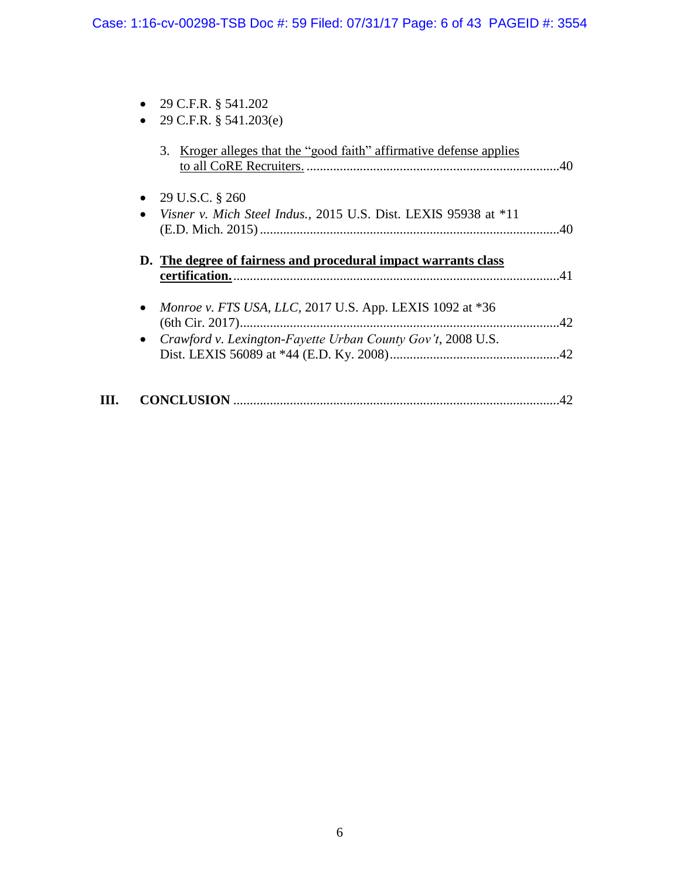- 29 C.F.R. § 541.202
- 29 C.F.R. § 541.203(e)

3. Kroger alleges that the "good faith" affirmative defense applies to all CoRE Recruiters. ....................40

- 29 U.S.C. § 260
- *Visner v. Mich Steel Indus.*, 2015 U.S. Dist. LEXIS 95938 at *11 (E.D. Mich. 2015) ....................40

**D. The degree of fairness and procedural impact warrants class certification.** ....................41

- *Monroe v. FTS USA, LLC,* 2017 U.S. App. LEXIS 1092 at *36 (6th Cir. 2017) ....................42
- *Crawford v. Lexington-Fayette Urban County Gov't*, 2008 U.S. Dist. LEXIS 56089 at *44 (E.D. Ky. 2008) ....................42

**III. CONCLUSION** ....................42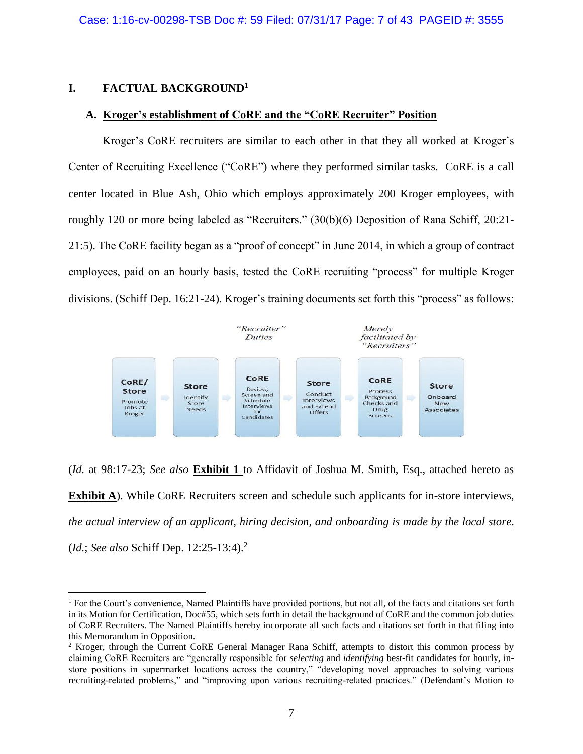## I. FACTUAL BACKGROUND[1]

### A. Kroger's establishment of CoRE and the "CoRE Recruiter" Position

Kroger's CoRE recruiters are similar to each other in that they all worked at Kroger's Center of Recruiting Excellence ("CoRE") where they performed similar tasks. CoRE is a call center located in Blue Ash, Ohio which employs approximately 200 Kroger employees, with roughly 120 or more being labeled as "Recruiters." (30(b)(6) Deposition of Rana Schiff, 20:21-21:5). The CoRE facility began as a "proof of concept" in June 2014, in which a group of contract employees, paid on an hourly basis, tested the CoRE recruiting "process" for multiple Kroger divisions. (Schiff Dep. 16:21-24). Kroger's training documents set forth this "process" as follows:

| | | *"Recruiter" Duties* | | *Merely facilitated by "Recruiters"* | |
|---|---|---|---|---|---|
| **CoRE/ Store** | **Store** | **CoRE** | **Store** | **CoRE** | **Store** |
| Promote Jobs at Kroger | Identify Store Needs | Review, Screen and Schedule Interviews for Candidates | Conduct Interviews and Extend Offers | Process Background Checks and Drug Screens | Onboard New Associates |

(*Id.* at 98:17-23; *See also* **Exhibit 1** to Affidavit of Joshua M. Smith, Esq., attached hereto as **Exhibit A**). While CoRE Recruiters screen and schedule such applicants for in-store interviews, *the actual interview of an applicant, hiring decision, and onboarding is made by the local store*. (*Id.*; *See also* Schiff Dep. 12:25-13:4).[2]

---

[1] For the Court's convenience, Named Plaintiffs have provided portions, but not all, of the facts and citations set forth in its Motion for Certification, Doc#55, which sets forth in detail the background of CoRE and the common job duties of CoRE Recruiters. The Named Plaintiffs hereby incorporate all such facts and citations set forth in that filing into this Memorandum in Opposition.

[2] Kroger, through the Current CoRE General Manager Rana Schiff, attempts to distort this common process by claiming CoRE Recruiters are "generally responsible for *selecting* and *identifying* best-fit candidates for hourly, in-store positions in supermarket locations across the country," "developing novel approaches to solving various recruiting-related problems," and "improving upon various recruiting-related practices." (Defendant's Motion to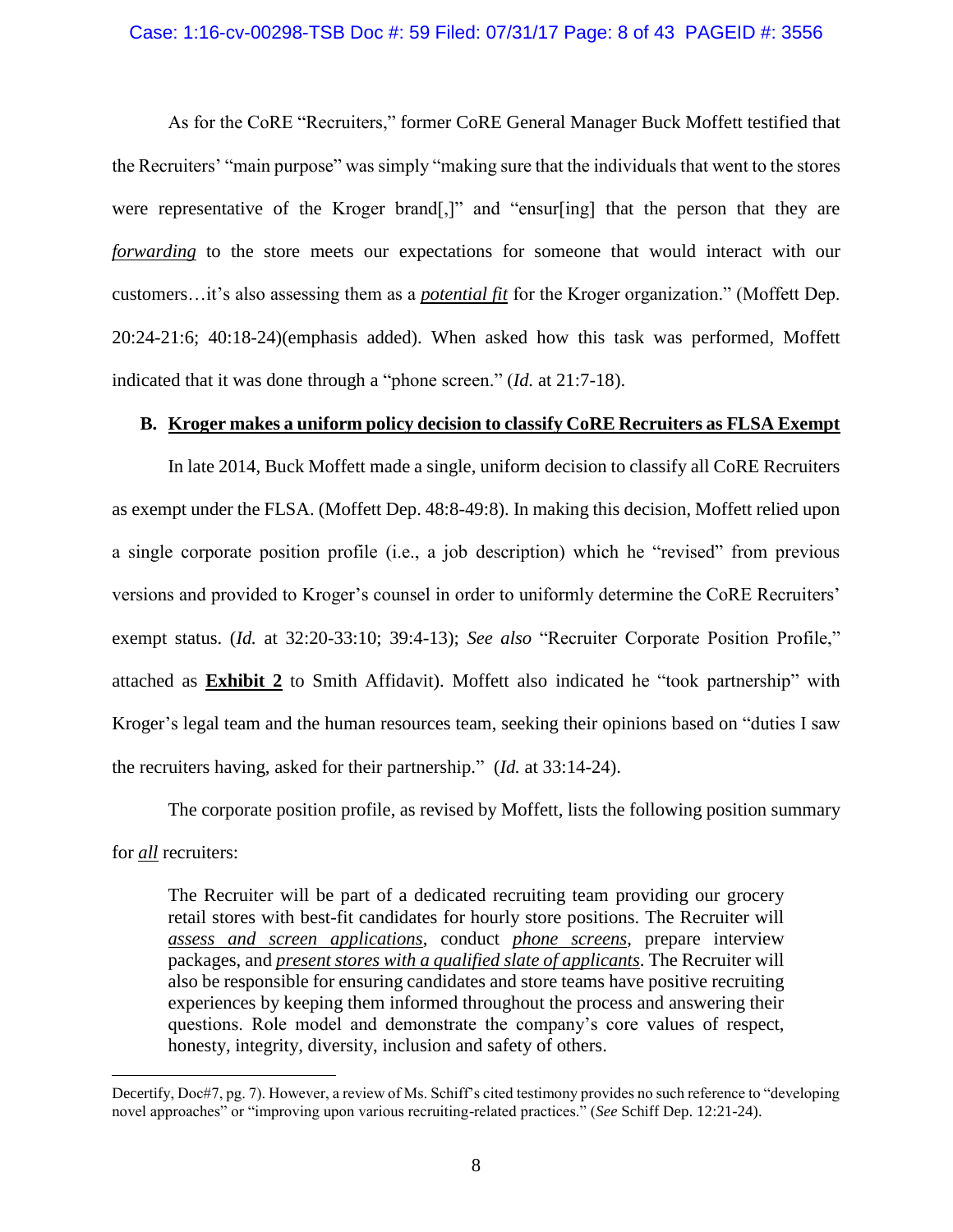As for the CoRE "Recruiters," former CoRE General Manager Buck Moffett testified that the Recruiters' "main purpose" was simply "making sure that the individuals that went to the stores were representative of the Kroger brand[,]" and "ensur[ing] that the person that they are ***forwarding*** to the store meets our expectations for someone that would interact with our customers…it's also assessing them as a ***potential fit*** for the Kroger organization." (Moffett Dep. 20:24-21:6; 40:18-24)(emphasis added). When asked how this task was performed, Moffett indicated that it was done through a "phone screen." (*Id.* at 21:7-18).

### B. Kroger makes a uniform policy decision to classify CoRE Recruiters as FLSA Exempt

In late 2014, Buck Moffett made a single, uniform decision to classify all CoRE Recruiters as exempt under the FLSA. (Moffett Dep. 48:8-49:8). In making this decision, Moffett relied upon a single corporate position profile (i.e., a job description) which he "revised" from previous versions and provided to Kroger's counsel in order to uniformly determine the CoRE Recruiters' exempt status. (*Id.* at 32:20-33:10; 39:4-13); *See also* "Recruiter Corporate Position Profile," attached as **Exhibit 2** to Smith Affidavit). Moffett also indicated he "took partnership" with Kroger's legal team and the human resources team, seeking their opinions based on "duties I saw the recruiters having, asked for their partnership." (*Id.* at 33:14-24).

The corporate position profile, as revised by Moffett, lists the following position summary for ***all*** recruiters:

> The Recruiter will be part of a dedicated recruiting team providing our grocery retail stores with best-fit candidates for hourly store positions. The Recruiter will *assess and screen applications*, conduct *phone screens*, prepare interview packages, and *present stores with a qualified slate of applicants*. The Recruiter will also be responsible for ensuring candidates and store teams have positive recruiting experiences by keeping them informed throughout the process and answering their questions. Role model and demonstrate the company's core values of respect, honesty, integrity, diversity, inclusion and safety of others.

---

Decertify, Doc#7, pg. 7). However, a review of Ms. Schiff's cited testimony provides no such reference to "developing novel approaches" or "improving upon various recruiting-related practices." (*See* Schiff Dep. 12:21-24).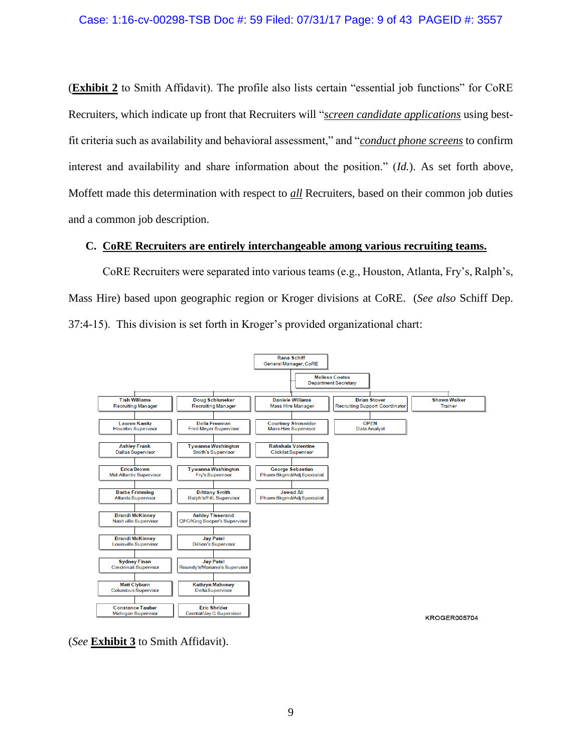(**Exhibit 2** to Smith Affidavit). The profile also lists certain "essential job functions" for CoRE Recruiters, which indicate up front that Recruiters will "*screen candidate applications* using best-fit criteria such as availability and behavioral assessment," and "*conduct phone screens* to confirm interest and availability and share information about the position." (*Id.*). As set forth above, Moffett made this determination with respect to *all* Recruiters, based on their common job duties and a common job description.

## C. CoRE Recruiters are entirely interchangeable among various recruiting teams.

CoRE Recruiters were separated into various teams (e.g., Houston, Atlanta, Fry's, Ralph's, Mass Hire) based upon geographic region or Kroger divisions at CoRE. (*See also* Schiff Dep. 37:4-15). This division is set forth in Kroger's provided organizational chart:

Rana Schiff
General Manager, CoRE

Melissa Coates
Department Secretary

| Tish Williams<br>Recruiting Manager | Doug Schluneker<br>Recruiting Manager | Daniele Williams<br>Mass Hire Manager | Brian Stover<br>Recruiting Support Coordinator | Shawn Walker<br>Trainer |
|---|---|---|---|---|
| Lauren Kanitz<br>Houston Supervisor | Della Freeman<br>Fred Meyer Supervisor | Courtney Strosnider<br>Mass Hire Supervisor | OPEN<br>Data Analyst | |
| Ashley Frank<br>Dallas Supervisor | Tywanna Washington<br>Smith's Supervisor | Rahshala Valentine<br>Clicklist Supervisor | | |
| Erica Brown<br>Mid-Atlantic Supervisor | Tywanna Washington<br>Fry's Supervisor | George Sebastian<br>Pharm Bkgrnd/Adj Specialist | | |
| Barbe Frimming<br>Atlanta Supervisor | Brittany Smith<br>Ralph's/F4L Supervisor | Jawad Ali<br>Pharm Bkgrnd/Adj Specialist | | |
| Brandi McKinney<br>Nashville Supervisor | Ashley Tisserand<br>QFC/King Sooper's Supervisor | | | |
| Brandi McKinney<br>Louisville Supervisor | Jay Patel<br>Dillion's Supervisor | | | |
| Sydney Finan<br>Cincinnati Supervisor | Jay Patel<br>Roundy's/Mariano's Supervisor | | | |
| Matt Clyburn<br>Columbus Supervisor | Kathryn Mahoney<br>Delta Supervisor | | | |
| Constance Tauber<br>Michigan Supervisor | Eric Shrider<br>Central/Jay C Supervisor | | | |

KROGER005704

(*See* **Exhibit 3** to Smith Affidavit).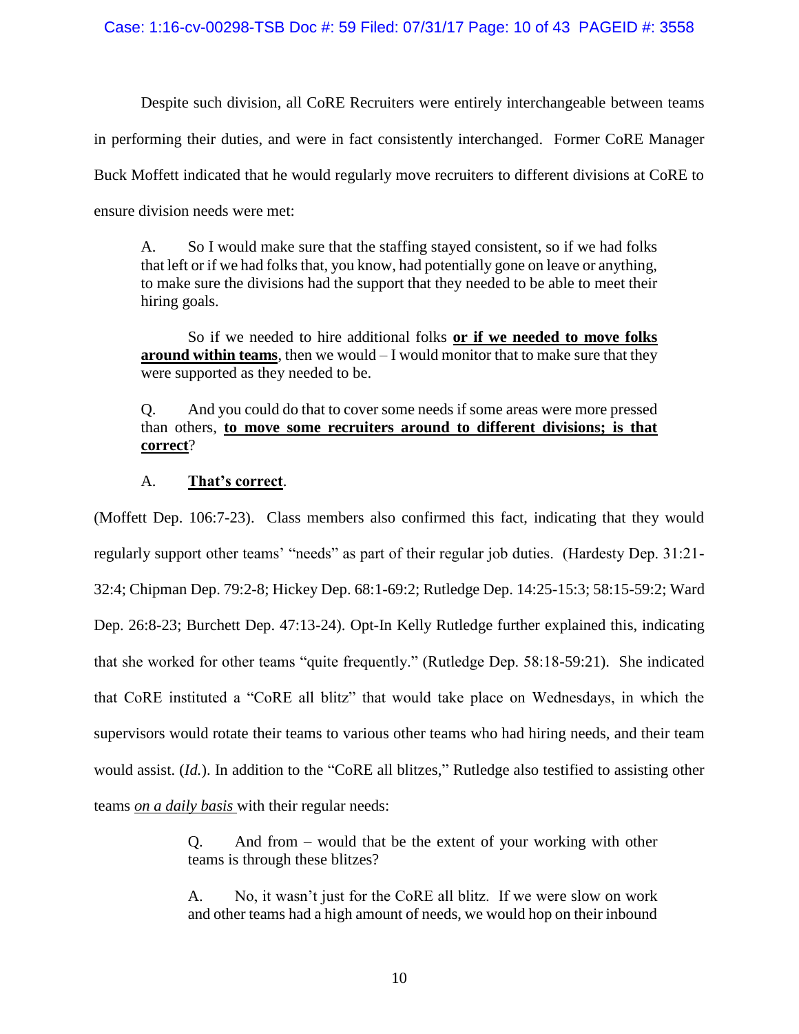Despite such division, all CoRE Recruiters were entirely interchangeable between teams in performing their duties, and were in fact consistently interchanged. Former CoRE Manager Buck Moffett indicated that he would regularly move recruiters to different divisions at CoRE to ensure division needs were met:

> A. So I would make sure that the staffing stayed consistent, so if we had folks that left or if we had folks that, you know, had potentially gone on leave or anything, to make sure the divisions had the support that they needed to be able to meet their hiring goals.
>
> So if we needed to hire additional folks **<u>or if we needed to move folks around within teams</u>**, then we would – I would monitor that to make sure that they were supported as they needed to be.
>
> Q. And you could do that to cover some needs if some areas were more pressed than others, **<u>to move some recruiters around to different divisions; is that correct</u>**?
>
> A. **<u>That's correct</u>**.

(Moffett Dep. 106:7-23). Class members also confirmed this fact, indicating that they would regularly support other teams' "needs" as part of their regular job duties. (Hardesty Dep. 31:21-32:4; Chipman Dep. 79:2-8; Hickey Dep. 68:1-69:2; Rutledge Dep. 14:25-15:3; 58:15-59:2; Ward Dep. 26:8-23; Burchett Dep. 47:13-24). Opt-In Kelly Rutledge further explained this, indicating that she worked for other teams "quite frequently." (Rutledge Dep. 58:18-59:21). She indicated that CoRE instituted a "CoRE all blitz" that would take place on Wednesdays, in which the supervisors would rotate their teams to various other teams who had hiring needs, and their team would assist. (*Id.*). In addition to the "CoRE all blitzes," Rutledge also testified to assisting other teams ***<u>on a daily basis</u>*** with their regular needs:

> Q. And from – would that be the extent of your working with other teams is through these blitzes?
>
> A. No, it wasn't just for the CoRE all blitz. If we were slow on work and other teams had a high amount of needs, we would hop on their inbound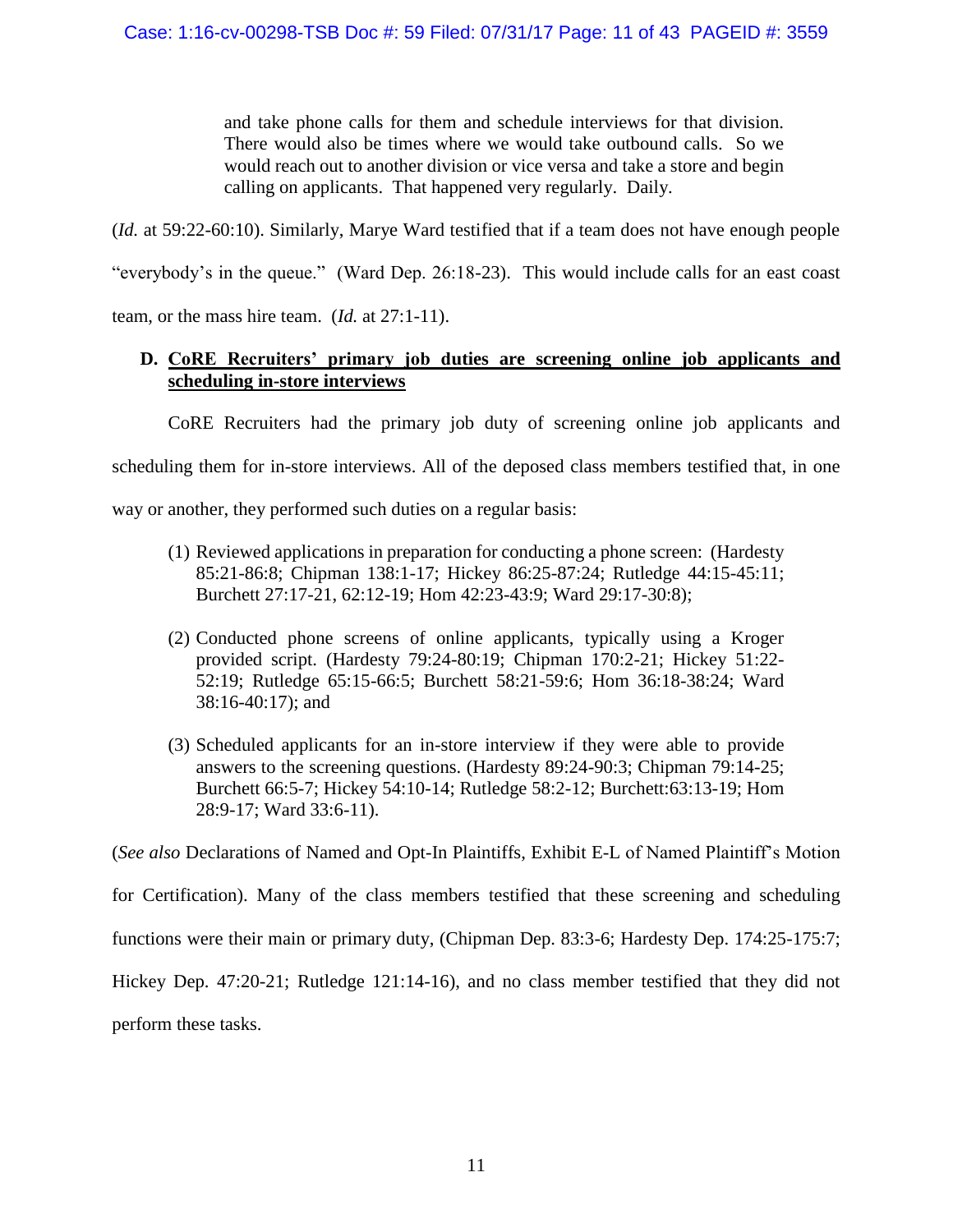> and take phone calls for them and schedule interviews for that division. There would also be times where we would take outbound calls. So we would reach out to another division or vice versa and take a store and begin calling on applicants. That happened very regularly. Daily.

(*Id.* at 59:22-60:10). Similarly, Marye Ward testified that if a team does not have enough people "everybody's in the queue." (Ward Dep. 26:18-23). This would include calls for an east coast team, or the mass hire team. (*Id.* at 27:1-11).

### D. CoRE Recruiters' primary job duties are screening online job applicants and scheduling in-store interviews

CoRE Recruiters had the primary job duty of screening online job applicants and scheduling them for in-store interviews. All of the deposed class members testified that, in one way or another, they performed such duties on a regular basis:

(1) Reviewed applications in preparation for conducting a phone screen: (Hardesty 85:21-86:8; Chipman 138:1-17; Hickey 86:25-87:24; Rutledge 44:15-45:11; Burchett 27:17-21, 62:12-19; Hom 42:23-43:9; Ward 29:17-30:8);

(2) Conducted phone screens of online applicants, typically using a Kroger provided script. (Hardesty 79:24-80:19; Chipman 170:2-21; Hickey 51:22-52:19; Rutledge 65:15-66:5; Burchett 58:21-59:6; Hom 36:18-38:24; Ward 38:16-40:17); and

(3) Scheduled applicants for an in-store interview if they were able to provide answers to the screening questions. (Hardesty 89:24-90:3; Chipman 79:14-25; Burchett 66:5-7; Hickey 54:10-14; Rutledge 58:2-12; Burchett:63:13-19; Hom 28:9-17; Ward 33:6-11).

(*See also* Declarations of Named and Opt-In Plaintiffs, Exhibit E-L of Named Plaintiff's Motion for Certification). Many of the class members testified that these screening and scheduling functions were their main or primary duty, (Chipman Dep. 83:3-6; Hardesty Dep. 174:25-175:7; Hickey Dep. 47:20-21; Rutledge 121:14-16), and no class member testified that they did not perform these tasks.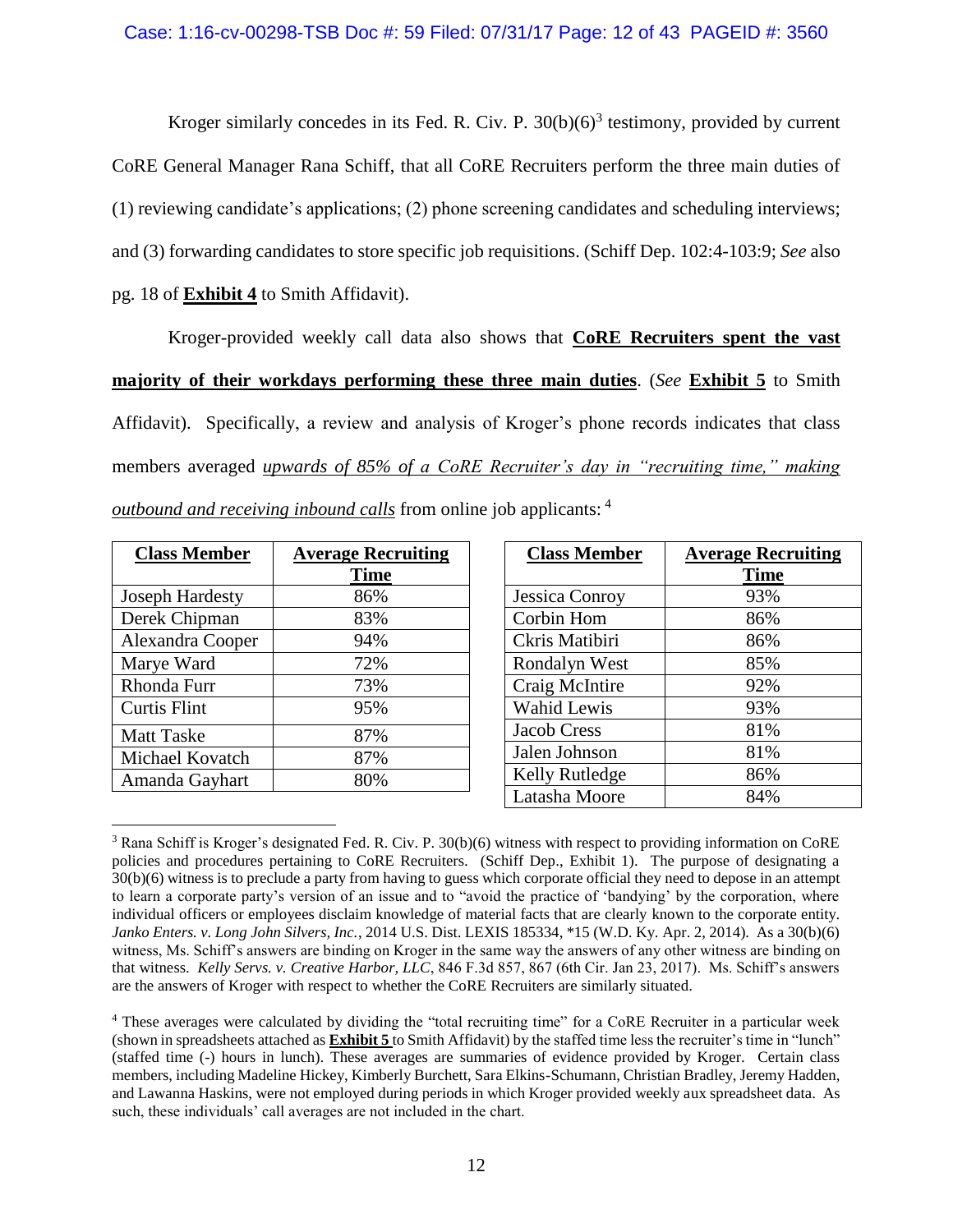Kroger similarly concedes in its Fed. R. Civ. P. 30(b)(6)[3] testimony, provided by current CoRE General Manager Rana Schiff, that all CoRE Recruiters perform the three main duties of (1) reviewing candidate's applications; (2) phone screening candidates and scheduling interviews; and (3) forwarding candidates to store specific job requisitions. (Schiff Dep. 102:4-103:9; *See* also pg. 18 of **Exhibit 4** to Smith Affidavit).

Kroger-provided weekly call data also shows that **CoRE Recruiters spent the vast majority of their workdays performing these three main duties**. (*See* **Exhibit 5** to Smith Affidavit). Specifically, a review and analysis of Kroger's phone records indicates that class members averaged *upwards of 85% of a CoRE Recruiter's day in "recruiting time," making outbound and receiving inbound calls* from online job applicants: [4]

| Class Member | Average Recruiting Time |
|---|---|
| Joseph Hardesty | 86% |
| Derek Chipman | 83% |
| Alexandra Cooper | 94% |
| Marye Ward | 72% |
| Rhonda Furr | 73% |
| Curtis Flint | 95% |
| Matt Taske | 87% |
| Michael Kovatch | 87% |
| Amanda Gayhart | 80% |

| Class Member | Average Recruiting Time |
|---|---|
| Jessica Conroy | 93% |
| Corbin Hom | 86% |
| Ckris Matibiri | 86% |
| Rondalyn West | 85% |
| Craig McIntire | 92% |
| Wahid Lewis | 93% |
| Jacob Cress | 81% |
| Jalen Johnson | 81% |
| Kelly Rutledge | 86% |
| Latasha Moore | 84% |

[3] Rana Schiff is Kroger's designated Fed. R. Civ. P. 30(b)(6) witness with respect to providing information on CoRE policies and procedures pertaining to CoRE Recruiters. (Schiff Dep., Exhibit 1). The purpose of designating a 30(b)(6) witness is to preclude a party from having to guess which corporate official they need to depose in an attempt to learn a corporate party's version of an issue and to "avoid the practice of 'bandying' by the corporation, where individual officers or employees disclaim knowledge of material facts that are clearly known to the corporate entity. *Janko Enters. v. Long John Silvers, Inc.*, 2014 U.S. Dist. LEXIS 185334, *15 (W.D. Ky. Apr. 2, 2014). As a 30(b)(6) witness, Ms. Schiff's answers are binding on Kroger in the same way the answers of any other witness are binding on that witness. *Kelly Servs. v. Creative Harbor, LLC*, 846 F.3d 857, 867 (6th Cir. Jan 23, 2017). Ms. Schiff's answers are the answers of Kroger with respect to whether the CoRE Recruiters are similarly situated.

[4] These averages were calculated by dividing the "total recruiting time" for a CoRE Recruiter in a particular week (shown in spreadsheets attached as **Exhibit 5** to Smith Affidavit) by the staffed time less the recruiter's time in "lunch" (staffed time (-) hours in lunch). These averages are summaries of evidence provided by Kroger. Certain class members, including Madeline Hickey, Kimberly Burchett, Sara Elkins-Schumann, Christian Bradley, Jeremy Hadden, and Lawanna Haskins, were not employed during periods in which Kroger provided weekly aux spreadsheet data. As such, these individuals' call averages are not included in the chart.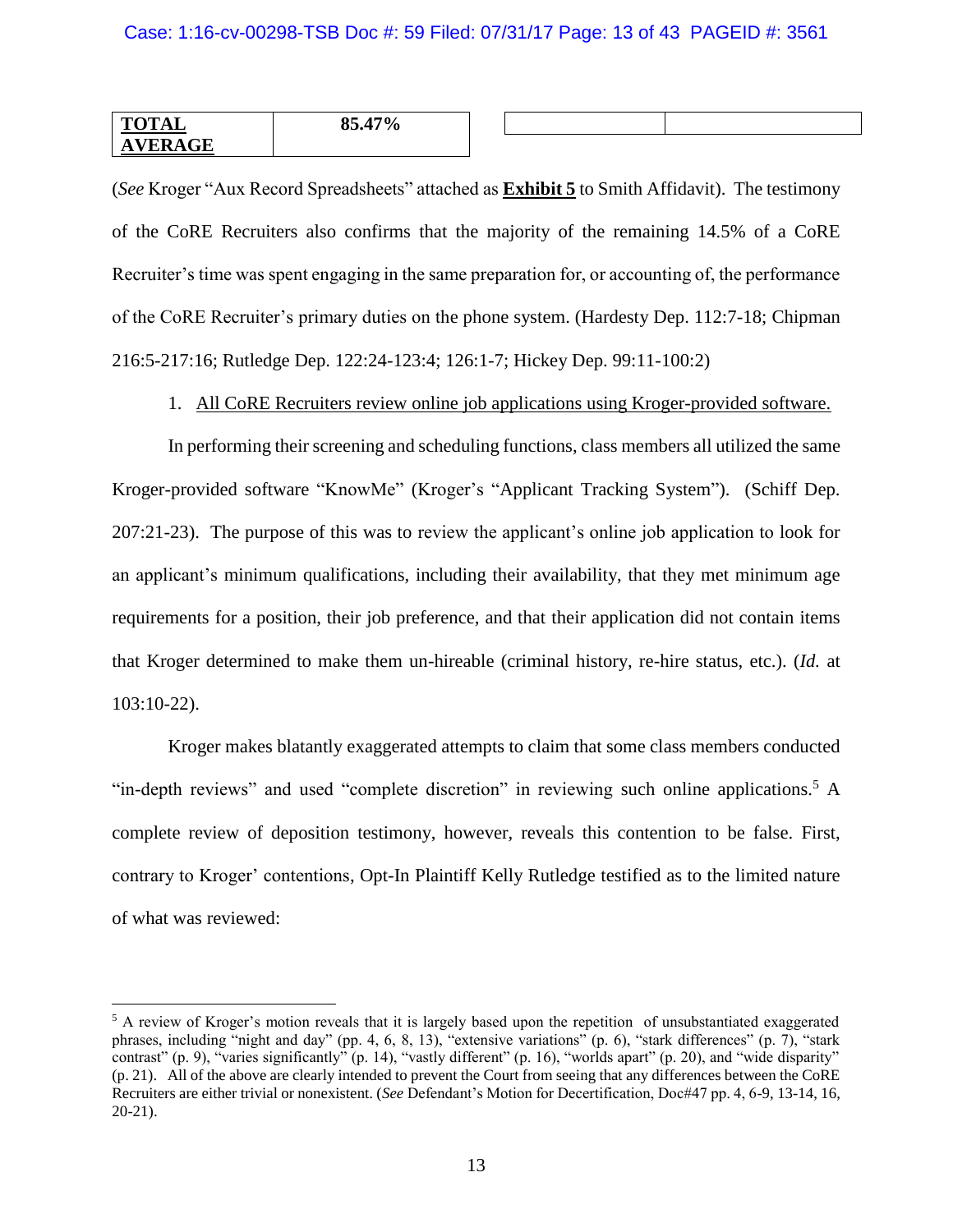| **TOTAL AVERAGE** | **85.47%** | | |
|---|---|---|---|

(*See* Kroger "Aux Record Spreadsheets" attached as **Exhibit 5** to Smith Affidavit). The testimony of the CoRE Recruiters also confirms that the majority of the remaining 14.5% of a CoRE Recruiter's time was spent engaging in the same preparation for, or accounting of, the performance of the CoRE Recruiter's primary duties on the phone system. (Hardesty Dep. 112:7-18; Chipman 216:5-217:16; Rutledge Dep. 122:24-123:4; 126:1-7; Hickey Dep. 99:11-100:2)

1. All CoRE Recruiters review online job applications using Kroger-provided software.

In performing their screening and scheduling functions, class members all utilized the same Kroger-provided software "KnowMe" (Kroger's "Applicant Tracking System"). (Schiff Dep. 207:21-23). The purpose of this was to review the applicant's online job application to look for an applicant's minimum qualifications, including their availability, that they met minimum age requirements for a position, their job preference, and that their application did not contain items that Kroger determined to make them un-hireable (criminal history, re-hire status, etc.). (*Id.* at 103:10-22).

Kroger makes blatantly exaggerated attempts to claim that some class members conducted "in-depth reviews" and used "complete discretion" in reviewing such online applications.[5] A complete review of deposition testimony, however, reveals this contention to be false. First, contrary to Kroger' contentions, Opt-In Plaintiff Kelly Rutledge testified as to the limited nature of what was reviewed:

[5] A review of Kroger's motion reveals that it is largely based upon the repetition of unsubstantiated exaggerated phrases, including "night and day" (pp. 4, 6, 8, 13), "extensive variations" (p. 6), "stark differences" (p. 7), "stark contrast" (p. 9), "varies significantly" (p. 14), "vastly different" (p. 16), "worlds apart" (p. 20), and "wide disparity" (p. 21). All of the above are clearly intended to prevent the Court from seeing that any differences between the CoRE Recruiters are either trivial or nonexistent. (*See* Defendant's Motion for Decertification, Doc#47 pp. 4, 6-9, 13-14, 16, 20-21).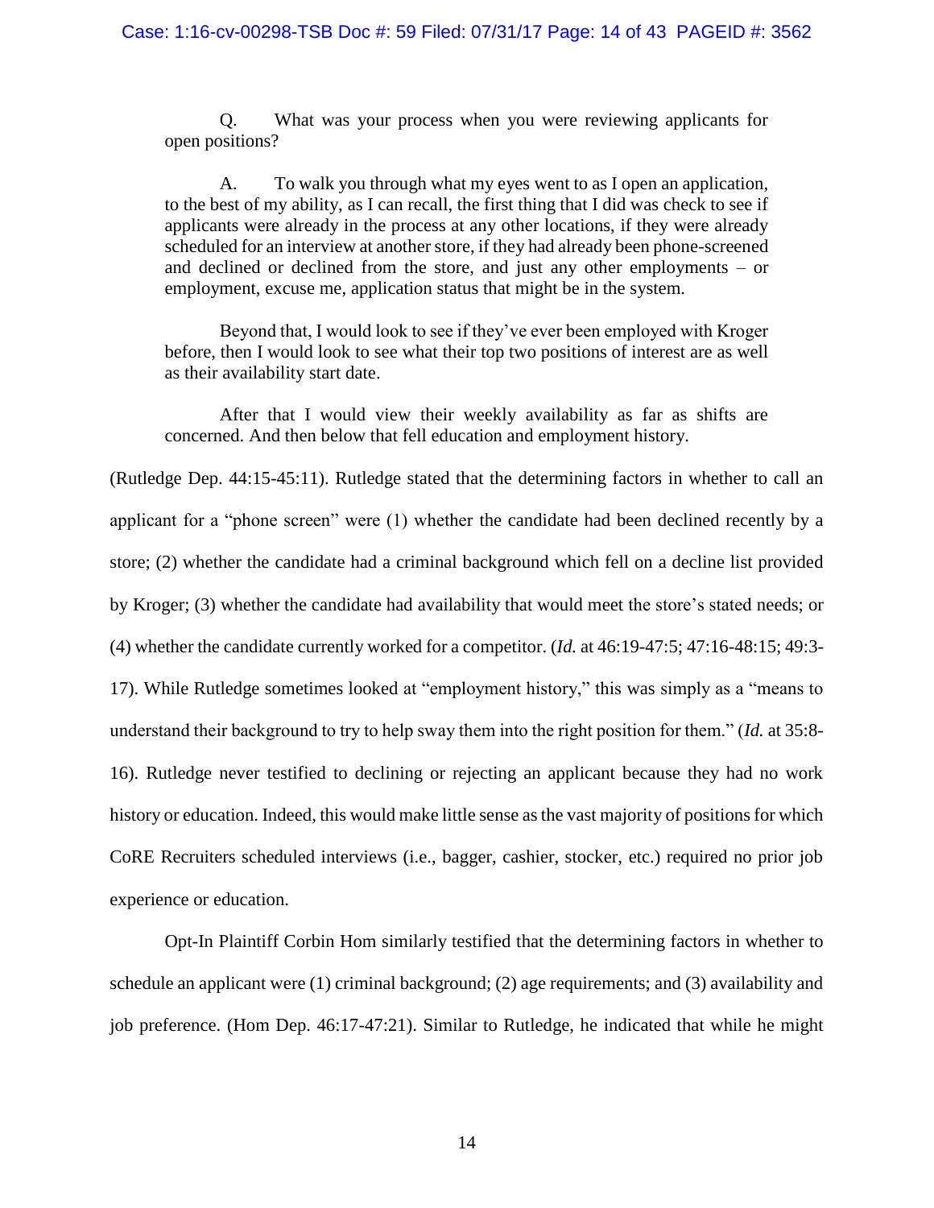> Q. What was your process when you were reviewing applicants for open positions?
>
> A. To walk you through what my eyes went to as I open an application, to the best of my ability, as I can recall, the first thing that I did was check to see if applicants were already in the process at any other locations, if they were already scheduled for an interview at another store, if they had already been phone-screened and declined or declined from the store, and just any other employments – or employment, excuse me, application status that might be in the system.
>
> Beyond that, I would look to see if they've ever been employed with Kroger before, then I would look to see what their top two positions of interest are as well as their availability start date.
>
> After that I would view their weekly availability as far as shifts are concerned. And then below that fell education and employment history.

(Rutledge Dep. 44:15-45:11). Rutledge stated that the determining factors in whether to call an applicant for a "phone screen" were (1) whether the candidate had been declined recently by a store; (2) whether the candidate had a criminal background which fell on a decline list provided by Kroger; (3) whether the candidate had availability that would meet the store's stated needs; or (4) whether the candidate currently worked for a competitor. (*Id.* at 46:19-47:5; 47:16-48:15; 49:3-17). While Rutledge sometimes looked at "employment history," this was simply as a "means to understand their background to try to help sway them into the right position for them." (*Id.* at 35:8-16). Rutledge never testified to declining or rejecting an applicant because they had no work history or education. Indeed, this would make little sense as the vast majority of positions for which CoRE Recruiters scheduled interviews (i.e., bagger, cashier, stocker, etc.) required no prior job experience or education.

Opt-In Plaintiff Corbin Hom similarly testified that the determining factors in whether to schedule an applicant were (1) criminal background; (2) age requirements; and (3) availability and job preference. (Hom Dep. 46:17-47:21). Similar to Rutledge, he indicated that while he might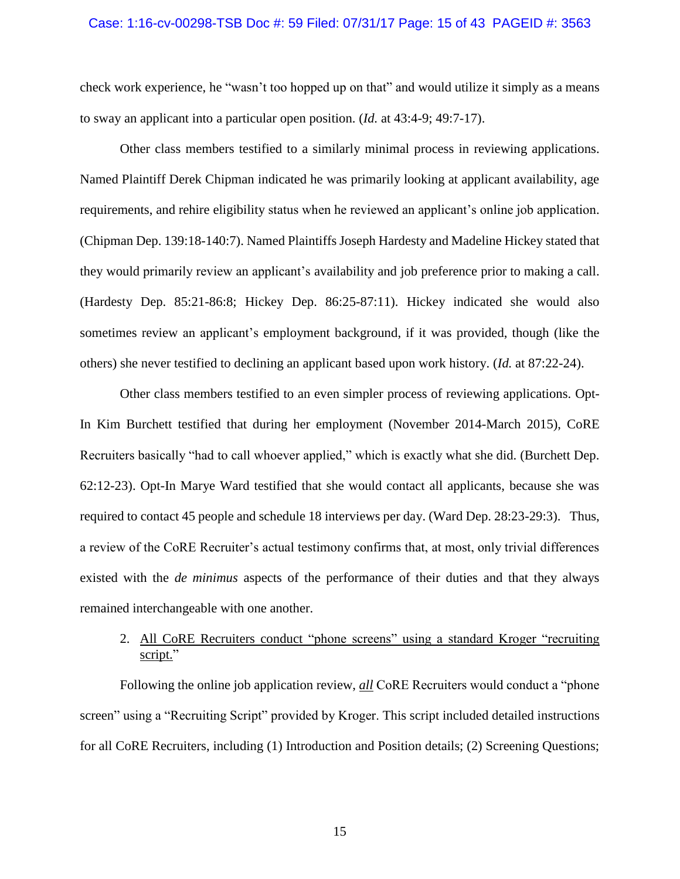check work experience, he "wasn't too hopped up on that" and would utilize it simply as a means to sway an applicant into a particular open position. (*Id.* at 43:4-9; 49:7-17).

Other class members testified to a similarly minimal process in reviewing applications. Named Plaintiff Derek Chipman indicated he was primarily looking at applicant availability, age requirements, and rehire eligibility status when he reviewed an applicant's online job application. (Chipman Dep. 139:18-140:7). Named Plaintiffs Joseph Hardesty and Madeline Hickey stated that they would primarily review an applicant's availability and job preference prior to making a call. (Hardesty Dep. 85:21-86:8; Hickey Dep. 86:25-87:11). Hickey indicated she would also sometimes review an applicant's employment background, if it was provided, though (like the others) she never testified to declining an applicant based upon work history. (*Id.* at 87:22-24).

Other class members testified to an even simpler process of reviewing applications. Opt-In Kim Burchett testified that during her employment (November 2014-March 2015), CoRE Recruiters basically "had to call whoever applied," which is exactly what she did. (Burchett Dep. 62:12-23). Opt-In Marye Ward testified that she would contact all applicants, because she was required to contact 45 people and schedule 18 interviews per day. (Ward Dep. 28:23-29:3). Thus, a review of the CoRE Recruiter's actual testimony confirms that, at most, only trivial differences existed with the *de minimus* aspects of the performance of their duties and that they always remained interchangeable with one another.

2. <u>All CoRE Recruiters conduct "phone screens" using a standard Kroger "recruiting script."</u>

Following the online job application review, ***all*** CoRE Recruiters would conduct a "phone screen" using a "Recruiting Script" provided by Kroger. This script included detailed instructions for all CoRE Recruiters, including (1) Introduction and Position details; (2) Screening Questions;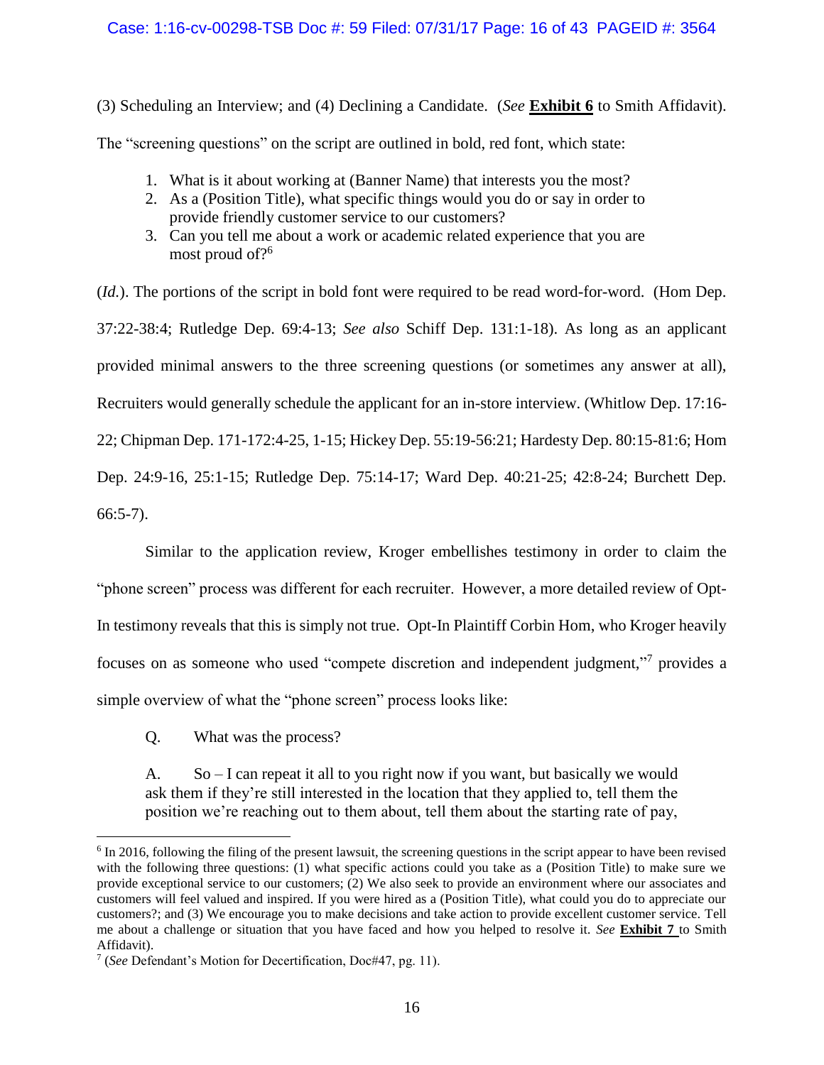(3) Scheduling an Interview; and (4) Declining a Candidate. (*See* **Exhibit 6** to Smith Affidavit). The "screening questions" on the script are outlined in bold, red font, which state:

1. What is it about working at (Banner Name) that interests you the most?
2. As a (Position Title), what specific things would you do or say in order to provide friendly customer service to our customers?
3. Can you tell me about a work or academic related experience that you are most proud of?[6]

(*Id.*). The portions of the script in bold font were required to be read word-for-word. (Hom Dep. 37:22-38:4; Rutledge Dep. 69:4-13; *See also* Schiff Dep. 131:1-18). As long as an applicant provided minimal answers to the three screening questions (or sometimes any answer at all), Recruiters would generally schedule the applicant for an in-store interview. (Whitlow Dep. 17:16-22; Chipman Dep. 171-172:4-25, 1-15; Hickey Dep. 55:19-56:21; Hardesty Dep. 80:15-81:6; Hom Dep. 24:9-16, 25:1-15; Rutledge Dep. 75:14-17; Ward Dep. 40:21-25; 42:8-24; Burchett Dep. 66:5-7).

Similar to the application review, Kroger embellishes testimony in order to claim the "phone screen" process was different for each recruiter. However, a more detailed review of Opt-In testimony reveals that this is simply not true. Opt-In Plaintiff Corbin Hom, who Kroger heavily focuses on as someone who used "compete discretion and independent judgment,"[7] provides a simple overview of what the "phone screen" process looks like:

> Q. What was the process?
>
> A. So – I can repeat it all to you right now if you want, but basically we would ask them if they're still interested in the location that they applied to, tell them the position we're reaching out to them about, tell them about the starting rate of pay,

[6] In 2016, following the filing of the present lawsuit, the screening questions in the script appear to have been revised with the following three questions: (1) what specific actions could you take as a (Position Title) to make sure we provide exceptional service to our customers; (2) We also seek to provide an environment where our associates and customers will feel valued and inspired. If you were hired as a (Position Title), what could you do to appreciate our customers?; and (3) We encourage you to make decisions and take action to provide excellent customer service. Tell me about a challenge or situation that you have faced and how you helped to resolve it. *See* **Exhibit 7** to Smith Affidavit).

[7] (*See* Defendant's Motion for Decertification, Doc#47, pg. 11).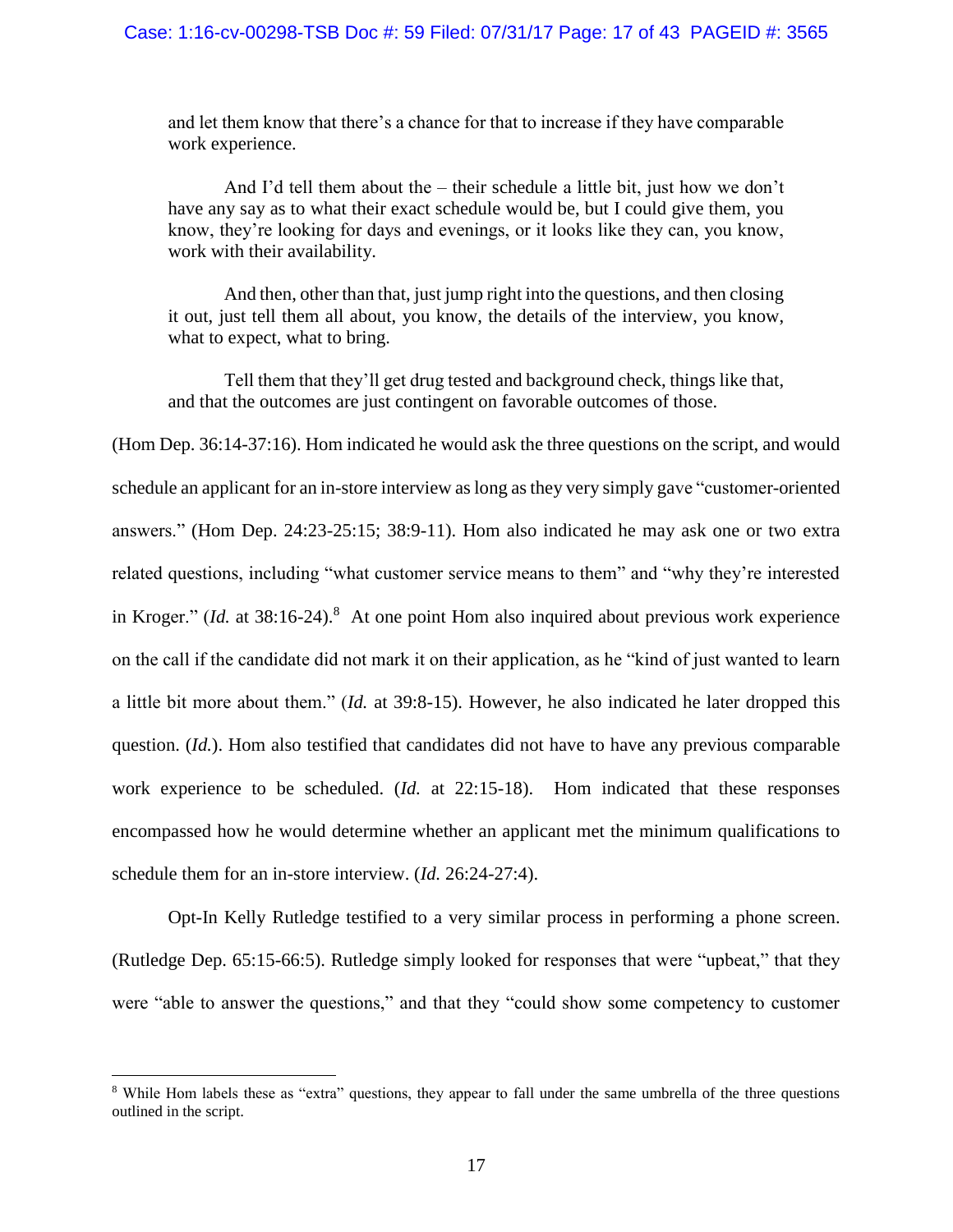> and let them know that there's a chance for that to increase if they have comparable work experience.
>
> And I'd tell them about the – their schedule a little bit, just how we don't have any say as to what their exact schedule would be, but I could give them, you know, they're looking for days and evenings, or it looks like they can, you know, work with their availability.
>
> And then, other than that, just jump right into the questions, and then closing it out, just tell them all about, you know, the details of the interview, you know, what to expect, what to bring.
>
> Tell them that they'll get drug tested and background check, things like that, and that the outcomes are just contingent on favorable outcomes of those.

(Hom Dep. 36:14-37:16). Hom indicated he would ask the three questions on the script, and would schedule an applicant for an in-store interview as long as they very simply gave "customer-oriented answers." (Hom Dep. 24:23-25:15; 38:9-11). Hom also indicated he may ask one or two extra related questions, including "what customer service means to them" and "why they're interested in Kroger." (*Id.* at 38:16-24).[8] At one point Hom also inquired about previous work experience on the call if the candidate did not mark it on their application, as he "kind of just wanted to learn a little bit more about them." (*Id.* at 39:8-15). However, he also indicated he later dropped this question. (*Id.*). Hom also testified that candidates did not have to have any previous comparable work experience to be scheduled. (*Id.* at 22:15-18). Hom indicated that these responses encompassed how he would determine whether an applicant met the minimum qualifications to schedule them for an in-store interview. (*Id.* 26:24-27:4).

Opt-In Kelly Rutledge testified to a very similar process in performing a phone screen. (Rutledge Dep. 65:15-66:5). Rutledge simply looked for responses that were "upbeat," that they were "able to answer the questions," and that they "could show some competency to customer

---

[8] While Hom labels these as "extra" questions, they appear to fall under the same umbrella of the three questions outlined in the script.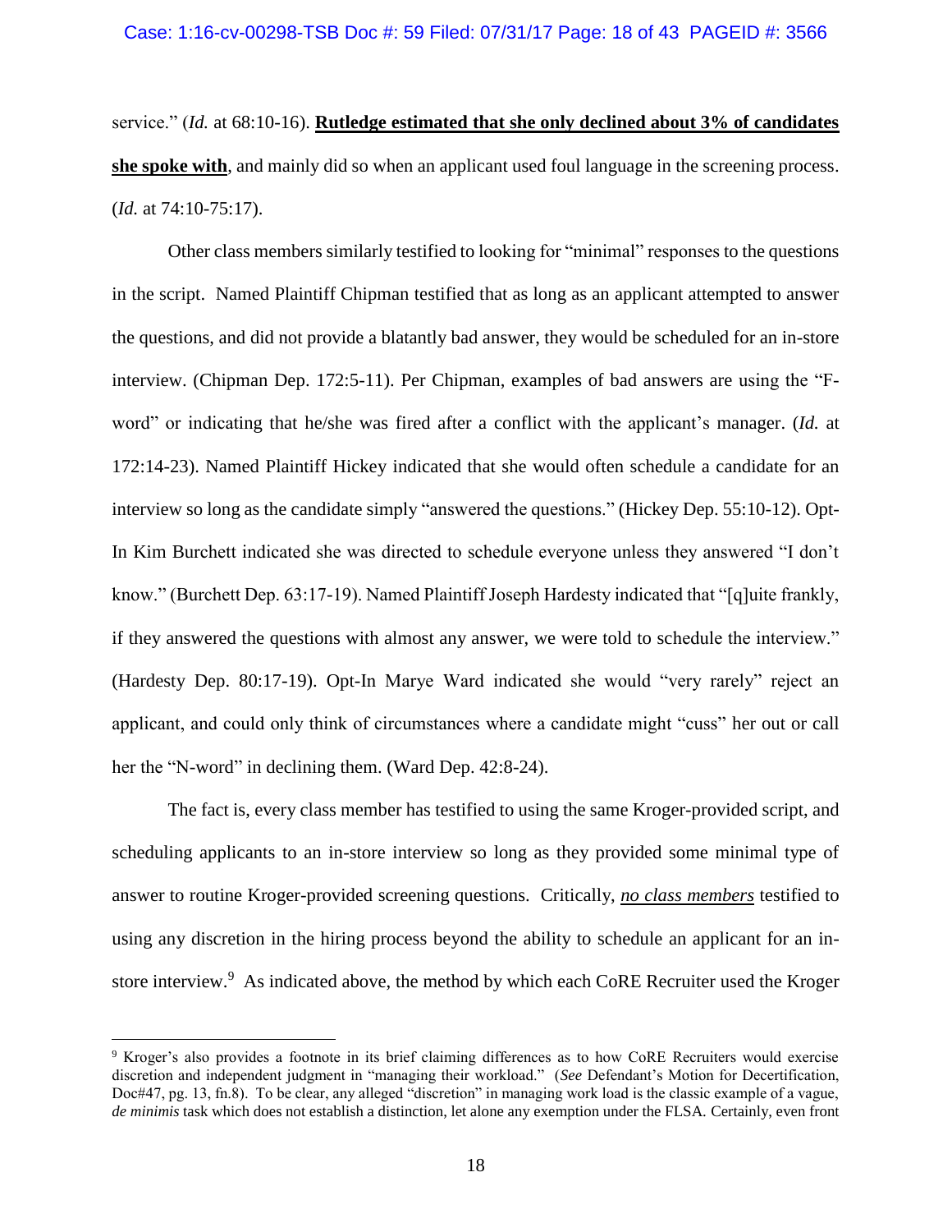service." (*Id.* at 68:10-16). **Rutledge estimated that she only declined about 3% of candidates she spoke with**, and mainly did so when an applicant used foul language in the screening process. (*Id.* at 74:10-75:17).

Other class members similarly testified to looking for "minimal" responses to the questions in the script. Named Plaintiff Chipman testified that as long as an applicant attempted to answer the questions, and did not provide a blatantly bad answer, they would be scheduled for an in-store interview. (Chipman Dep. 172:5-11). Per Chipman, examples of bad answers are using the "F-word" or indicating that he/she was fired after a conflict with the applicant's manager. (*Id.* at 172:14-23). Named Plaintiff Hickey indicated that she would often schedule a candidate for an interview so long as the candidate simply "answered the questions." (Hickey Dep. 55:10-12). Opt-In Kim Burchett indicated she was directed to schedule everyone unless they answered "I don't know." (Burchett Dep. 63:17-19). Named Plaintiff Joseph Hardesty indicated that "[q]uite frankly, if they answered the questions with almost any answer, we were told to schedule the interview." (Hardesty Dep. 80:17-19). Opt-In Marye Ward indicated she would "very rarely" reject an applicant, and could only think of circumstances where a candidate might "cuss" her out or call her the "N-word" in declining them. (Ward Dep. 42:8-24).

The fact is, every class member has testified to using the same Kroger-provided script, and scheduling applicants to an in-store interview so long as they provided some minimal type of answer to routine Kroger-provided screening questions. Critically, ***no class members*** testified to using any discretion in the hiring process beyond the ability to schedule an applicant for an in-store interview.[9] As indicated above, the method by which each CoRE Recruiter used the Kroger

[9] Kroger's also provides a footnote in its brief claiming differences as to how CoRE Recruiters would exercise discretion and independent judgment in "managing their workload." (*See* Defendant's Motion for Decertification, Doc#47, pg. 13, fn.8). To be clear, any alleged "discretion" in managing work load is the classic example of a vague, *de minimis* task which does not establish a distinction, let alone any exemption under the FLSA. Certainly, even front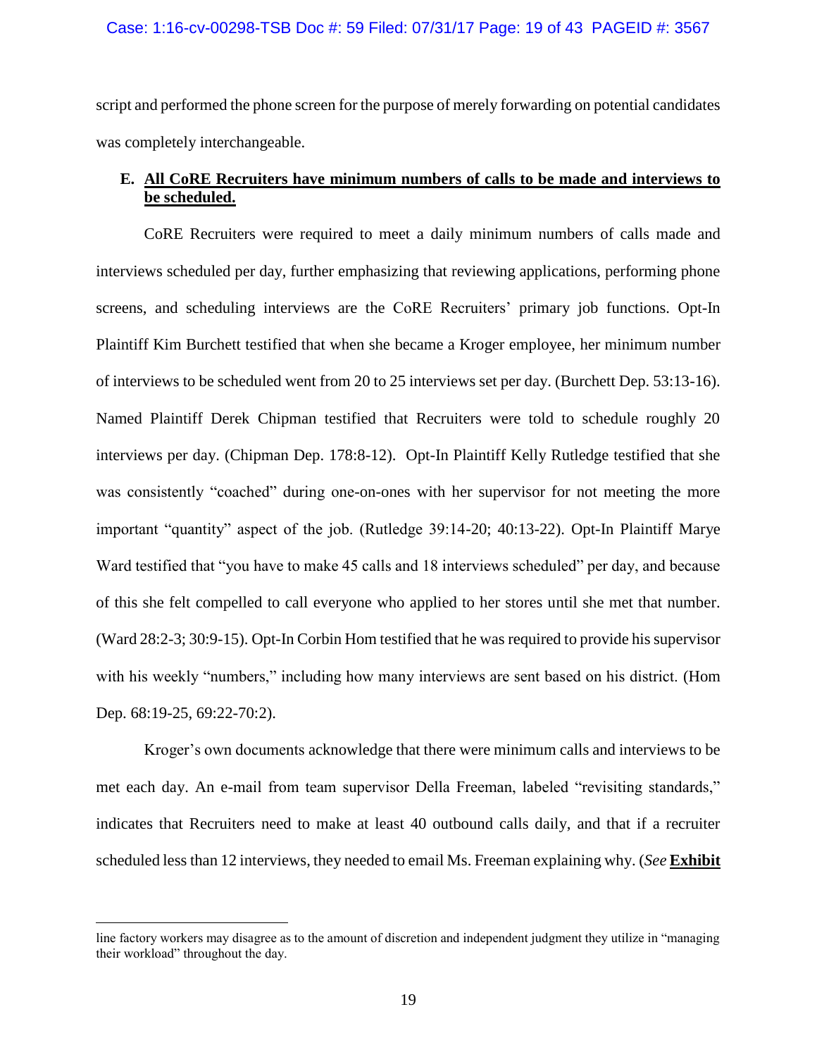script and performed the phone screen for the purpose of merely forwarding on potential candidates was completely interchangeable.

**E. <u>All CoRE Recruiters have minimum numbers of calls to be made and interviews to be scheduled.</u>**

CoRE Recruiters were required to meet a daily minimum numbers of calls made and interviews scheduled per day, further emphasizing that reviewing applications, performing phone screens, and scheduling interviews are the CoRE Recruiters' primary job functions. Opt-In Plaintiff Kim Burchett testified that when she became a Kroger employee, her minimum number of interviews to be scheduled went from 20 to 25 interviews set per day. (Burchett Dep. 53:13-16). Named Plaintiff Derek Chipman testified that Recruiters were told to schedule roughly 20 interviews per day. (Chipman Dep. 178:8-12). Opt-In Plaintiff Kelly Rutledge testified that she was consistently "coached" during one-on-ones with her supervisor for not meeting the more important "quantity" aspect of the job. (Rutledge 39:14-20; 40:13-22). Opt-In Plaintiff Marye Ward testified that "you have to make 45 calls and 18 interviews scheduled" per day, and because of this she felt compelled to call everyone who applied to her stores until she met that number. (Ward 28:2-3; 30:9-15). Opt-In Corbin Hom testified that he was required to provide his supervisor with his weekly "numbers," including how many interviews are sent based on his district. (Hom Dep. 68:19-25, 69:22-70:2).

Kroger's own documents acknowledge that there were minimum calls and interviews to be met each day. An e-mail from team supervisor Della Freeman, labeled "revisiting standards," indicates that Recruiters need to make at least 40 outbound calls daily, and that if a recruiter scheduled less than 12 interviews, they needed to email Ms. Freeman explaining why. (*See* **<u>Exhibit</u>**

---

line factory workers may disagree as to the amount of discretion and independent judgment they utilize in "managing their workload" throughout the day.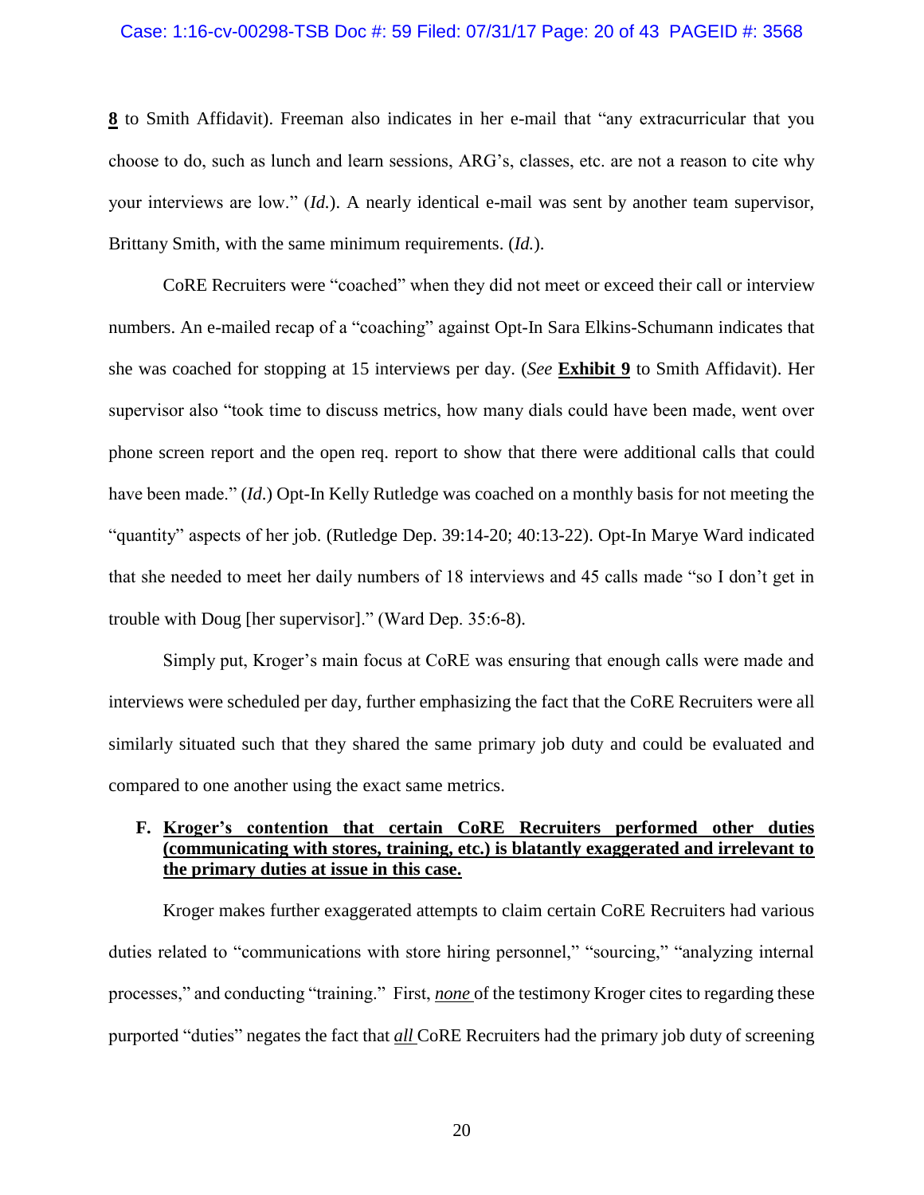**8** to Smith Affidavit). Freeman also indicates in her e-mail that "any extracurricular that you choose to do, such as lunch and learn sessions, ARG's, classes, etc. are not a reason to cite why your interviews are low." (*Id.*). A nearly identical e-mail was sent by another team supervisor, Brittany Smith, with the same minimum requirements. (*Id.*).

CoRE Recruiters were "coached" when they did not meet or exceed their call or interview numbers. An e-mailed recap of a "coaching" against Opt-In Sara Elkins-Schumann indicates that she was coached for stopping at 15 interviews per day. (*See* **Exhibit 9** to Smith Affidavit). Her supervisor also "took time to discuss metrics, how many dials could have been made, went over phone screen report and the open req. report to show that there were additional calls that could have been made." (*Id*.) Opt-In Kelly Rutledge was coached on a monthly basis for not meeting the "quantity" aspects of her job. (Rutledge Dep. 39:14-20; 40:13-22). Opt-In Marye Ward indicated that she needed to meet her daily numbers of 18 interviews and 45 calls made "so I don't get in trouble with Doug [her supervisor]." (Ward Dep. 35:6-8).

Simply put, Kroger's main focus at CoRE was ensuring that enough calls were made and interviews were scheduled per day, further emphasizing the fact that the CoRE Recruiters were all similarly situated such that they shared the same primary job duty and could be evaluated and compared to one another using the exact same metrics.

**F. Kroger's contention that certain CoRE Recruiters performed other duties (communicating with stores, training, etc.) is blatantly exaggerated and irrelevant to the primary duties at issue in this case.**

Kroger makes further exaggerated attempts to claim certain CoRE Recruiters had various duties related to "communications with store hiring personnel," "sourcing," "analyzing internal processes," and conducting "training." First, ***none*** of the testimony Kroger cites to regarding these purported "duties" negates the fact that ***all*** CoRE Recruiters had the primary job duty of screening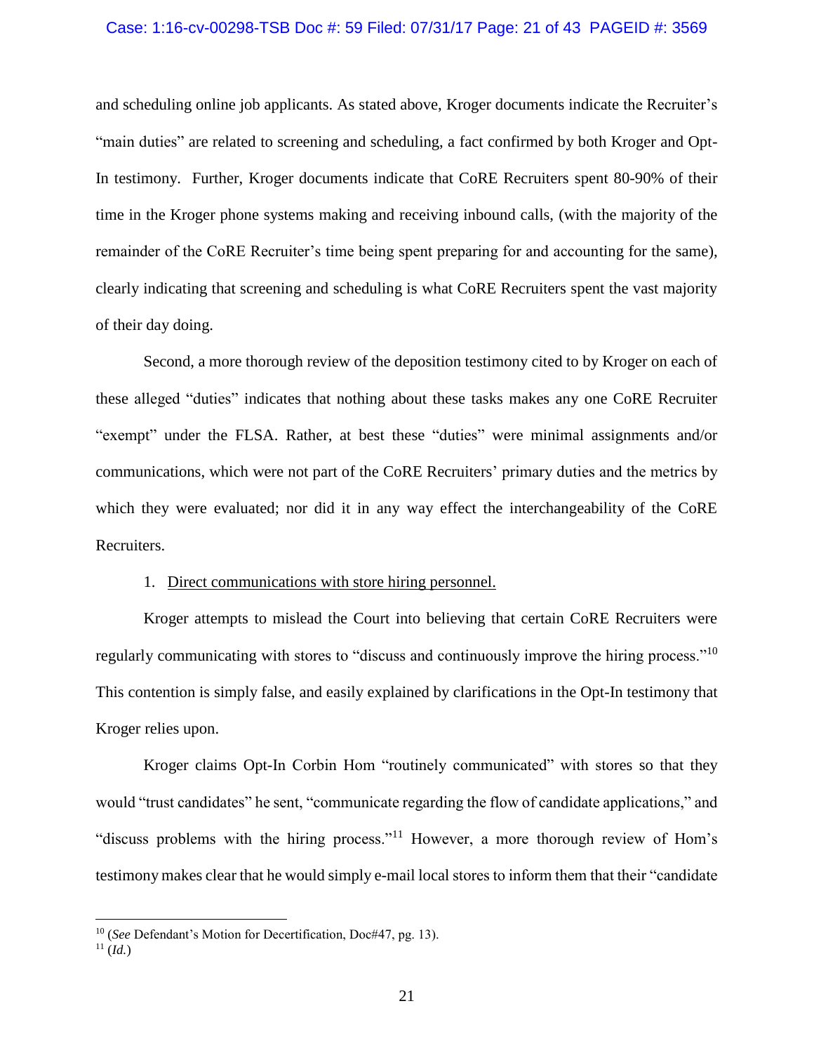and scheduling online job applicants. As stated above, Kroger documents indicate the Recruiter's "main duties" are related to screening and scheduling, a fact confirmed by both Kroger and Opt-In testimony. Further, Kroger documents indicate that CoRE Recruiters spent 80-90% of their time in the Kroger phone systems making and receiving inbound calls, (with the majority of the remainder of the CoRE Recruiter's time being spent preparing for and accounting for the same), clearly indicating that screening and scheduling is what CoRE Recruiters spent the vast majority of their day doing.

Second, a more thorough review of the deposition testimony cited to by Kroger on each of these alleged "duties" indicates that nothing about these tasks makes any one CoRE Recruiter "exempt" under the FLSA. Rather, at best these "duties" were minimal assignments and/or communications, which were not part of the CoRE Recruiters' primary duties and the metrics by which they were evaluated; nor did it in any way effect the interchangeability of the CoRE Recruiters.

1. <u>Direct communications with store hiring personnel.</u>

Kroger attempts to mislead the Court into believing that certain CoRE Recruiters were regularly communicating with stores to "discuss and continuously improve the hiring process."[10] This contention is simply false, and easily explained by clarifications in the Opt-In testimony that Kroger relies upon.

Kroger claims Opt-In Corbin Hom "routinely communicated" with stores so that they would "trust candidates" he sent, "communicate regarding the flow of candidate applications," and "discuss problems with the hiring process."[11] However, a more thorough review of Hom's testimony makes clear that he would simply e-mail local stores to inform them that their "candidate

---

[10] (*See* Defendant's Motion for Decertification, Doc#47, pg. 13).

[11] (*Id.*)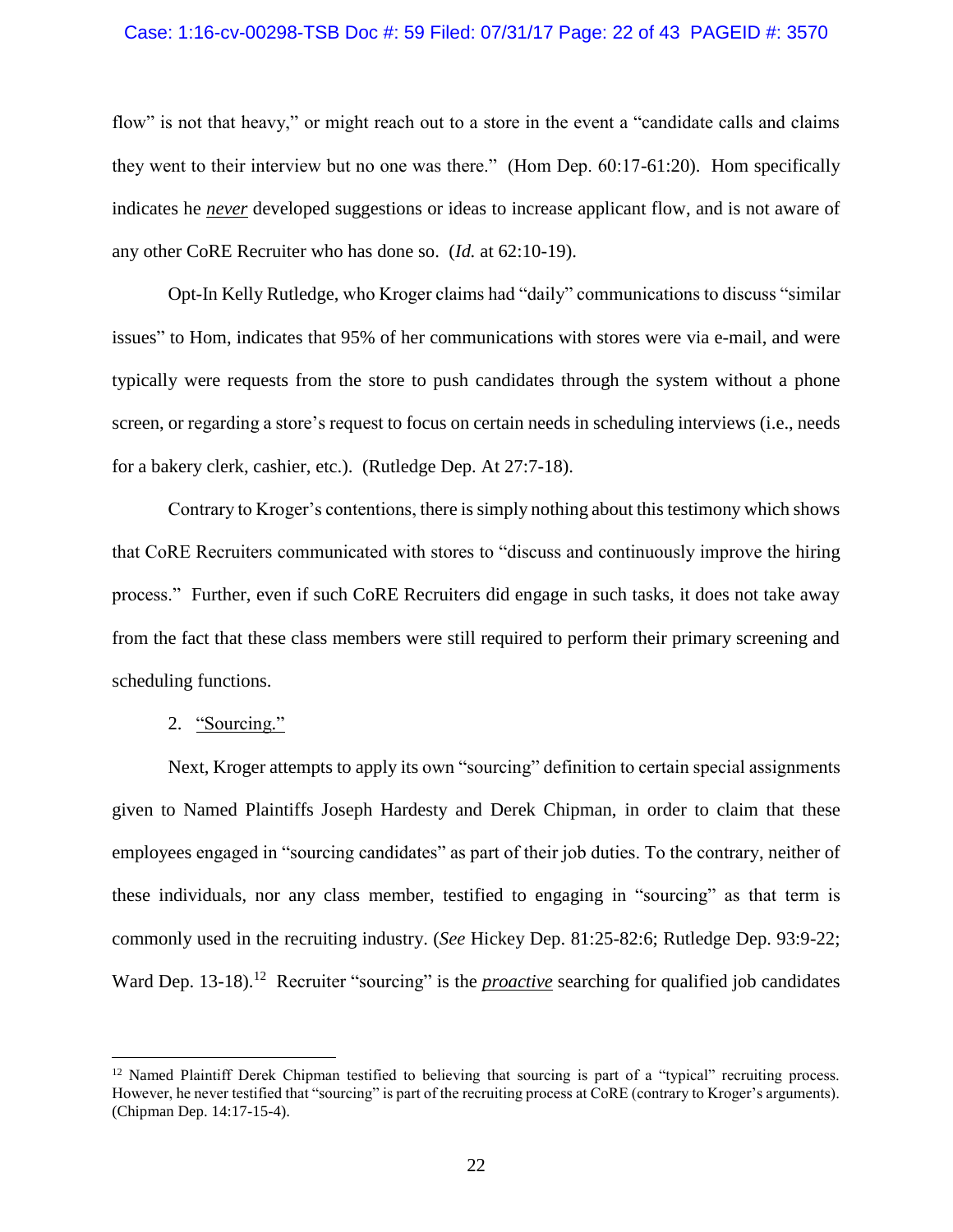flow" is not that heavy," or might reach out to a store in the event a "candidate calls and claims they went to their interview but no one was there." (Hom Dep. 60:17-61:20). Hom specifically indicates he ***never*** developed suggestions or ideas to increase applicant flow, and is not aware of any other CoRE Recruiter who has done so. (*Id.* at 62:10-19).

Opt-In Kelly Rutledge, who Kroger claims had "daily" communications to discuss "similar issues" to Hom, indicates that 95% of her communications with stores were via e-mail, and were typically were requests from the store to push candidates through the system without a phone screen, or regarding a store's request to focus on certain needs in scheduling interviews (i.e., needs for a bakery clerk, cashier, etc.). (Rutledge Dep. At 27:7-18).

Contrary to Kroger's contentions, there is simply nothing about this testimony which shows that CoRE Recruiters communicated with stores to "discuss and continuously improve the hiring process." Further, even if such CoRE Recruiters did engage in such tasks, it does not take away from the fact that these class members were still required to perform their primary screening and scheduling functions.

2. "Sourcing."

Next, Kroger attempts to apply its own "sourcing" definition to certain special assignments given to Named Plaintiffs Joseph Hardesty and Derek Chipman, in order to claim that these employees engaged in "sourcing candidates" as part of their job duties. To the contrary, neither of these individuals, nor any class member, testified to engaging in "sourcing" as that term is commonly used in the recruiting industry. (*See* Hickey Dep. 81:25-82:6; Rutledge Dep. 93:9-22; Ward Dep. 13-18).[12] Recruiter "sourcing" is the ***proactive*** searching for qualified job candidates

[12] Named Plaintiff Derek Chipman testified to believing that sourcing is part of a "typical" recruiting process. However, he never testified that "sourcing" is part of the recruiting process at CoRE (contrary to Kroger's arguments). (Chipman Dep. 14:17-15-4).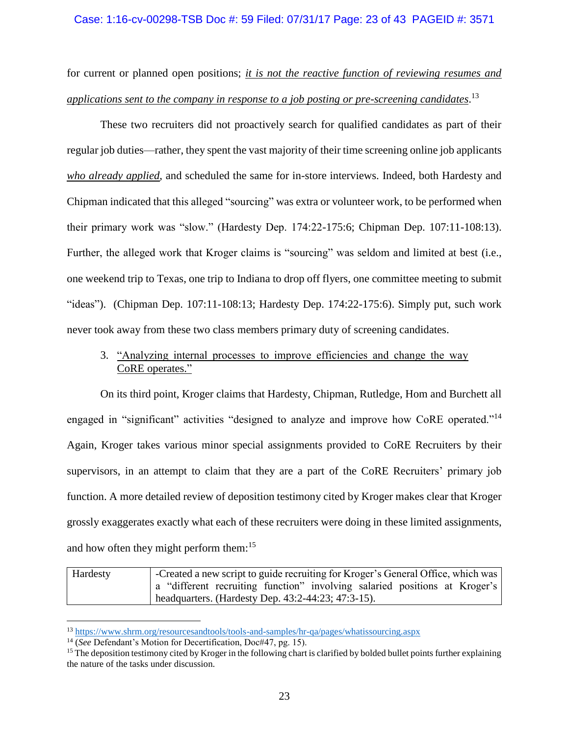for current or planned open positions; ***it is not the reactive function of reviewing resumes and applications sent to the company in response to a job posting or pre-screening candidates***.[13]

These two recruiters did not proactively search for qualified candidates as part of their regular job duties—rather, they spent the vast majority of their time screening online job applicants ***who already applied***, and scheduled the same for in-store interviews. Indeed, both Hardesty and Chipman indicated that this alleged "sourcing" was extra or volunteer work, to be performed when their primary work was "slow." (Hardesty Dep. 174:22-175:6; Chipman Dep. 107:11-108:13). Further, the alleged work that Kroger claims is "sourcing" was seldom and limited at best (i.e., one weekend trip to Texas, one trip to Indiana to drop off flyers, one committee meeting to submit "ideas"). (Chipman Dep. 107:11-108:13; Hardesty Dep. 174:22-175:6). Simply put, such work never took away from these two class members primary duty of screening candidates.

3. "Analyzing internal processes to improve efficiencies and change the way CoRE operates."

On its third point, Kroger claims that Hardesty, Chipman, Rutledge, Hom and Burchett all engaged in "significant" activities "designed to analyze and improve how CoRE operated."[14] Again, Kroger takes various minor special assignments provided to CoRE Recruiters by their supervisors, in an attempt to claim that they are a part of the CoRE Recruiters' primary job function. A more detailed review of deposition testimony cited by Kroger makes clear that Kroger grossly exaggerates exactly what each of these recruiters were doing in these limited assignments, and how often they might perform them:[15]

| | |
|---|---|
| Hardesty | -Created a new script to guide recruiting for Kroger's General Office, which was a "different recruiting function" involving salaried positions at Kroger's headquarters. (Hardesty Dep. 43:2-44:23; 47:3-15). |

[13] https://www.shrm.org/resourcesandtools/tools-and-samples/hr-qa/pages/whatissourcing.aspx

[14] (*See* Defendant's Motion for Decertification, Doc#47, pg. 15).

[15] The deposition testimony cited by Kroger in the following chart is clarified by bolded bullet points further explaining the nature of the tasks under discussion.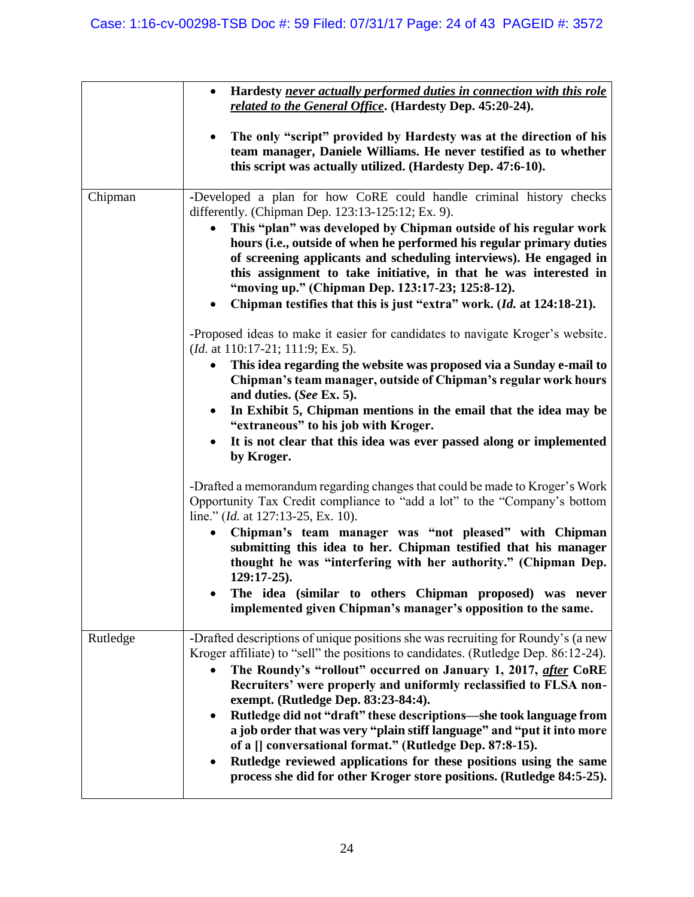| | |
|---|---|
| | • **Hardesty *never actually performed duties in connection with this role related to the General Office*. (Hardesty Dep. 45:20-24).**<br><br>• **The only "script" provided by Hardesty was at the direction of his team manager, Daniele Williams. He never testified as to whether this script was actually utilized. (Hardesty Dep. 47:6-10).** |
| Chipman | -Developed a plan for how CoRE could handle criminal history checks differently. (Chipman Dep. 123:13-125:12; Ex. 9).<br>• **This "plan" was developed by Chipman outside of his regular work hours (i.e., outside of when he performed his regular primary duties of screening applicants and scheduling interviews). He engaged in this assignment to take initiative, in that he was interested in "moving up." (Chipman Dep. 123:17-23; 125:8-12).**<br>• **Chipman testifies that this is just "extra" work. (*Id.* at 124:18-21).**<br><br>-Proposed ideas to make it easier for candidates to navigate Kroger's website. (*Id.* at 110:17-21; 111:9; Ex. 5).<br>• **This idea regarding the website was proposed via a Sunday e-mail to Chipman's team manager, outside of Chipman's regular work hours and duties. (*See* Ex. 5).**<br>• **In Exhibit 5, Chipman mentions in the email that the idea may be "extraneous" to his job with Kroger.**<br>• **It is not clear that this idea was ever passed along or implemented by Kroger.**<br><br>-Drafted a memorandum regarding changes that could be made to Kroger's Work Opportunity Tax Credit compliance to "add a lot" to the "Company's bottom line." (*Id.* at 127:13-25, Ex. 10).<br>• **Chipman's team manager was "not pleased" with Chipman submitting this idea to her. Chipman testified that his manager thought he was "interfering with her authority." (Chipman Dep. 129:17-25).**<br>• **The idea (similar to others Chipman proposed) was never implemented given Chipman's manager's opposition to the same.** |
| Rutledge | -Drafted descriptions of unique positions she was recruiting for Roundy's (a new Kroger affiliate) to "sell" the positions to candidates. (Rutledge Dep. 86:12-24).<br>• **The Roundy's "rollout" occurred on January 1, 2017, *after* CoRE Recruiters' were properly and uniformly reclassified to FLSA non-exempt. (Rutledge Dep. 83:23-84:4).**<br>• **Rutledge did not "draft" these descriptions—she took language from a job order that was very "plain stiff language" and "put it into more of a [] conversational format." (Rutledge Dep. 87:8-15).**<br>• **Rutledge reviewed applications for these positions using the same process she did for other Kroger store positions. (Rutledge 84:5-25).** |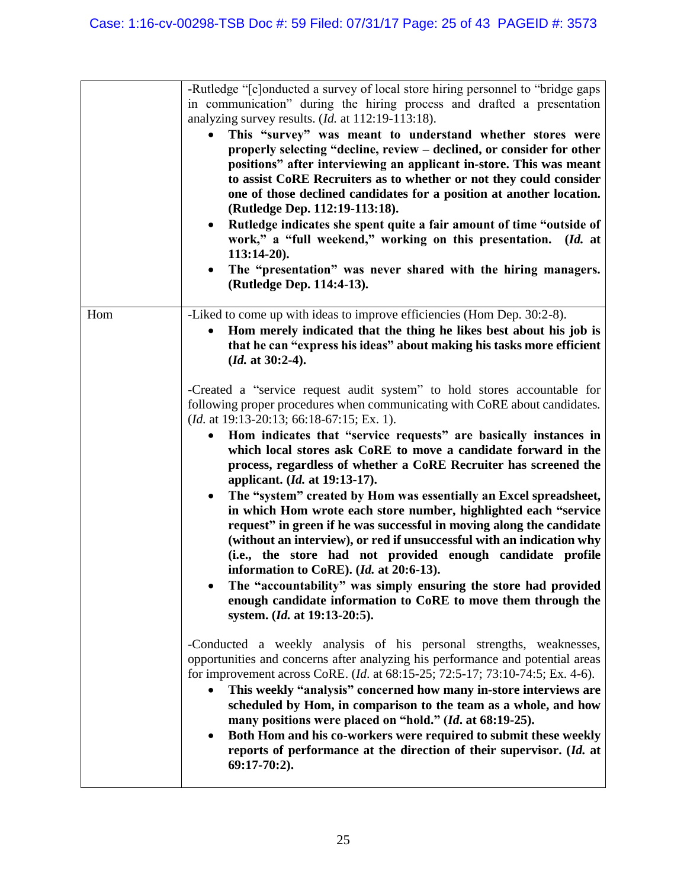| | |
|---|---|
| | -Rutledge "[c]onducted a survey of local store hiring personnel to "bridge gaps in communication" during the hiring process and drafted a presentation analyzing survey results. (*Id.* at 112:19-113:18).<br>• **This "survey" was meant to understand whether stores were properly selecting "decline, review – declined, or consider for other positions" after interviewing an applicant in-store. This was meant to assist CoRE Recruiters as to whether or not they could consider one of those declined candidates for a position at another location. (Rutledge Dep. 112:19-113:18).**<br>• **Rutledge indicates she spent quite a fair amount of time "outside of work," a "full weekend," working on this presentation. (*Id.* at 113:14-20).**<br>• **The "presentation" was never shared with the hiring managers. (Rutledge Dep. 114:4-13).** |
| Hom | -Liked to come up with ideas to improve efficiencies (Hom Dep. 30:2-8).<br>• **Hom merely indicated that the thing he likes best about his job is that he can "express his ideas" about making his tasks more efficient (*Id.* at 30:2-4).**<br><br>-Created a "service request audit system" to hold stores accountable for following proper procedures when communicating with CoRE about candidates. (*Id.* at 19:13-20:13; 66:18-67:15; Ex. 1).<br>• **Hom indicates that "service requests" are basically instances in which local stores ask CoRE to move a candidate forward in the process, regardless of whether a CoRE Recruiter has screened the applicant. (*Id.* at 19:13-17).**<br>• **The "system" created by Hom was essentially an Excel spreadsheet, in which Hom wrote each store number, highlighted each "service request" in green if he was successful in moving along the candidate (without an interview), or red if unsuccessful with an indication why (i.e., the store had not provided enough candidate profile information to CoRE). (*Id.* at 20:6-13).**<br>• **The "accountability" was simply ensuring the store had provided enough candidate information to CoRE to move them through the system. (*Id.* at 19:13-20:5).**<br><br>-Conducted a weekly analysis of his personal strengths, weaknesses, opportunities and concerns after analyzing his performance and potential areas for improvement across CoRE. (*Id*. at 68:15-25; 72:5-17; 73:10-74:5; Ex. 4-6).<br>• **This weekly "analysis" concerned how many in-store interviews are scheduled by Hom, in comparison to the team as a whole, and how many positions were placed on "hold." (*Id*. at 68:19-25).**<br>• **Both Hom and his co-workers were required to submit these weekly reports of performance at the direction of their supervisor. (*Id.* at 69:17-70:2).** |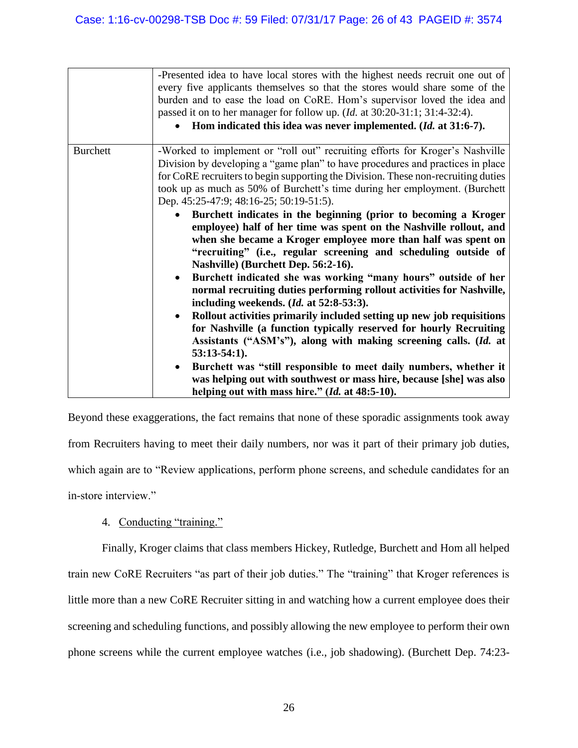| | |
|---|---|
| | -Presented idea to have local stores with the highest needs recruit one out of every five applicants themselves so that the stores would share some of the burden and to ease the load on CoRE. Hom's supervisor loved the idea and passed it on to her manager for follow up. (*Id.* at 30:20-31:1; 31:4-32:4).<br>• **Hom indicated this idea was never implemented. (*Id.* at 31:6-7).** |
| Burchett | -Worked to implement or "roll out" recruiting efforts for Kroger's Nashville Division by developing a "game plan" to have procedures and practices in place for CoRE recruiters to begin supporting the Division. These non-recruiting duties took up as much as 50% of Burchett's time during her employment. (Burchett Dep. 45:25-47:9; 48:16-25; 50:19-51:5).<br>• **Burchett indicates in the beginning (prior to becoming a Kroger employee) half of her time was spent on the Nashville rollout, and when she became a Kroger employee more than half was spent on "recruiting" (i.e., regular screening and scheduling outside of Nashville) (Burchett Dep. 56:2-16).**<br>• **Burchett indicated she was working "many hours" outside of her normal recruiting duties performing rollout activities for Nashville, including weekends. (*Id.* at 52:8-53:3).**<br>• **Rollout activities primarily included setting up new job requisitions for Nashville (a function typically reserved for hourly Recruiting Assistants ("ASM's"), along with making screening calls. (*Id.* at 53:13-54:1).**<br>• **Burchett was "still responsible to meet daily numbers, whether it was helping out with southwest or mass hire, because [she] was also helping out with mass hire." (*Id.* at 48:5-10).** |

Beyond these exaggerations, the fact remains that none of these sporadic assignments took away from Recruiters having to meet their daily numbers, nor was it part of their primary job duties, which again are to "Review applications, perform phone screens, and schedule candidates for an in-store interview."

4. Conducting "training."

Finally, Kroger claims that class members Hickey, Rutledge, Burchett and Hom all helped train new CoRE Recruiters "as part of their job duties." The "training" that Kroger references is little more than a new CoRE Recruiter sitting in and watching how a current employee does their screening and scheduling functions, and possibly allowing the new employee to perform their own phone screens while the current employee watches (i.e., job shadowing). (Burchett Dep. 74:23-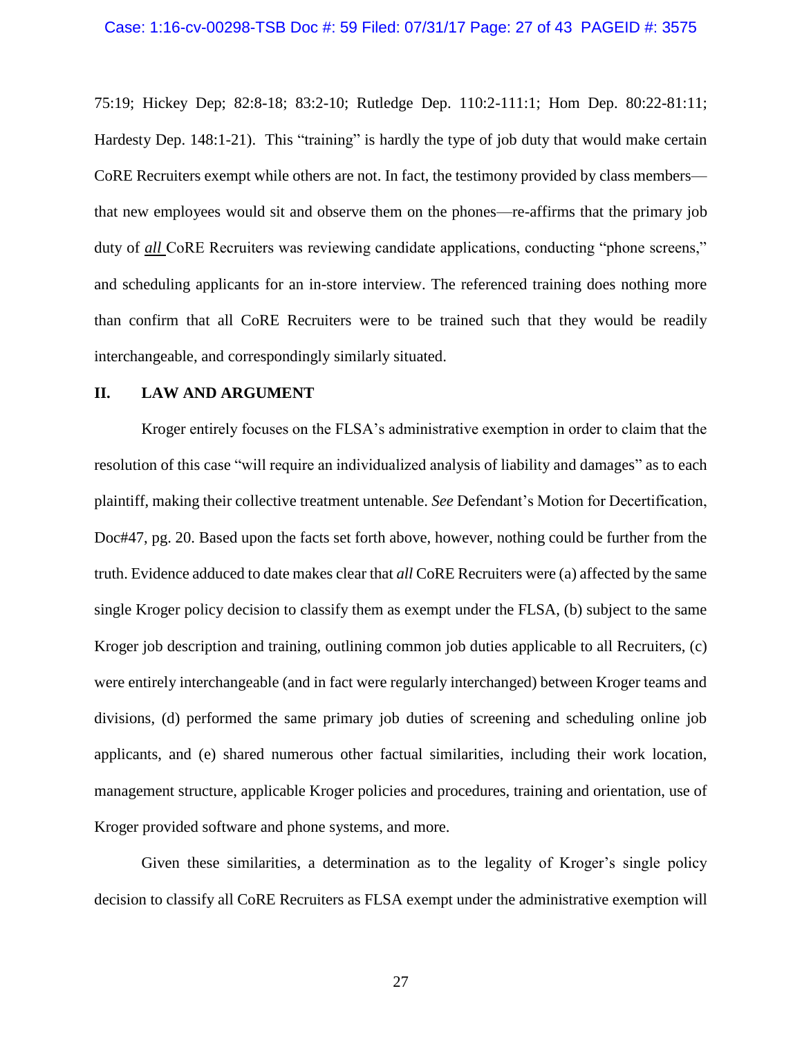75:19; Hickey Dep; 82:8-18; 83:2-10; Rutledge Dep. 110:2-111:1; Hom Dep. 80:22-81:11; Hardesty Dep. 148:1-21). This "training" is hardly the type of job duty that would make certain CoRE Recruiters exempt while others are not. In fact, the testimony provided by class members—that new employees would sit and observe them on the phones—re-affirms that the primary job duty of ***all*** CoRE Recruiters was reviewing candidate applications, conducting "phone screens," and scheduling applicants for an in-store interview. The referenced training does nothing more than confirm that all CoRE Recruiters were to be trained such that they would be readily interchangeable, and correspondingly similarly situated.

## II. LAW AND ARGUMENT

Kroger entirely focuses on the FLSA's administrative exemption in order to claim that the resolution of this case "will require an individualized analysis of liability and damages" as to each plaintiff, making their collective treatment untenable. *See* Defendant's Motion for Decertification, Doc#47, pg. 20. Based upon the facts set forth above, however, nothing could be further from the truth. Evidence adduced to date makes clear that *all* CoRE Recruiters were (a) affected by the same single Kroger policy decision to classify them as exempt under the FLSA, (b) subject to the same Kroger job description and training, outlining common job duties applicable to all Recruiters, (c) were entirely interchangeable (and in fact were regularly interchanged) between Kroger teams and divisions, (d) performed the same primary job duties of screening and scheduling online job applicants, and (e) shared numerous other factual similarities, including their work location, management structure, applicable Kroger policies and procedures, training and orientation, use of Kroger provided software and phone systems, and more.

Given these similarities, a determination as to the legality of Kroger's single policy decision to classify all CoRE Recruiters as FLSA exempt under the administrative exemption will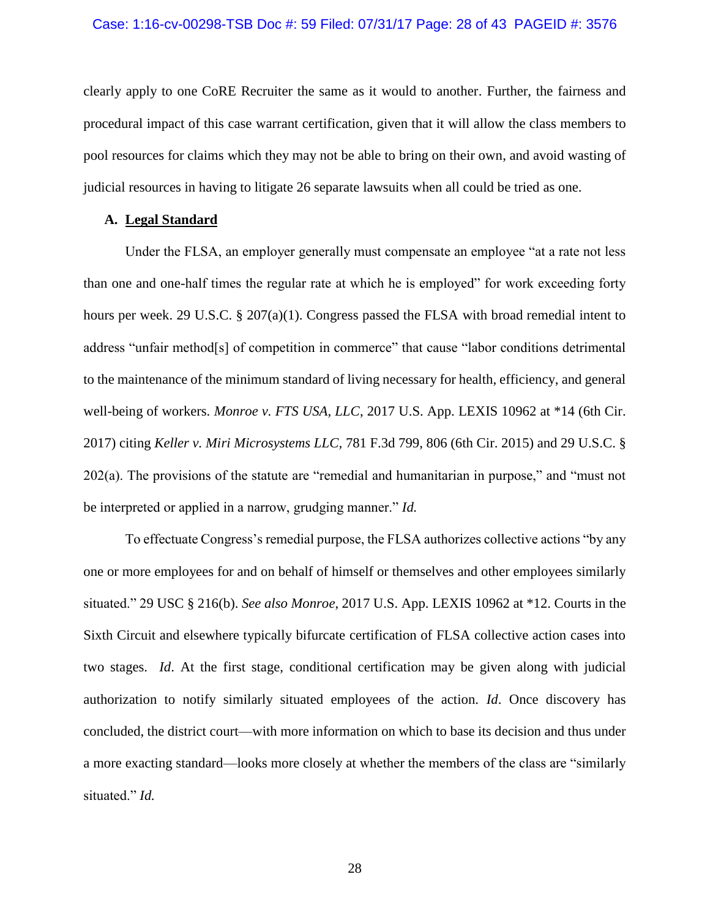clearly apply to one CoRE Recruiter the same as it would to another. Further, the fairness and procedural impact of this case warrant certification, given that it will allow the class members to pool resources for claims which they may not be able to bring on their own, and avoid wasting of judicial resources in having to litigate 26 separate lawsuits when all could be tried as one.

### A. **Legal Standard**

Under the FLSA, an employer generally must compensate an employee "at a rate not less than one and one-half times the regular rate at which he is employed" for work exceeding forty hours per week. 29 U.S.C. § 207(a)(1). Congress passed the FLSA with broad remedial intent to address "unfair method[s] of competition in commerce" that cause "labor conditions detrimental to the maintenance of the minimum standard of living necessary for health, efficiency, and general well-being of workers. *Monroe v. FTS USA, LLC*, 2017 U.S. App. LEXIS 10962 at *14 (6th Cir. 2017) citing *Keller v. Miri Microsystems LLC*, 781 F.3d 799, 806 (6th Cir. 2015) and 29 U.S.C. § 202(a). The provisions of the statute are "remedial and humanitarian in purpose," and "must not be interpreted or applied in a narrow, grudging manner." *Id.*

To effectuate Congress's remedial purpose, the FLSA authorizes collective actions "by any one or more employees for and on behalf of himself or themselves and other employees similarly situated." 29 USC § 216(b). *See also Monroe*, 2017 U.S. App. LEXIS 10962 at *12. Courts in the Sixth Circuit and elsewhere typically bifurcate certification of FLSA collective action cases into two stages. *Id*. At the first stage, conditional certification may be given along with judicial authorization to notify similarly situated employees of the action. *Id*. Once discovery has concluded, the district court—with more information on which to base its decision and thus under a more exacting standard—looks more closely at whether the members of the class are "similarly situated." *Id.*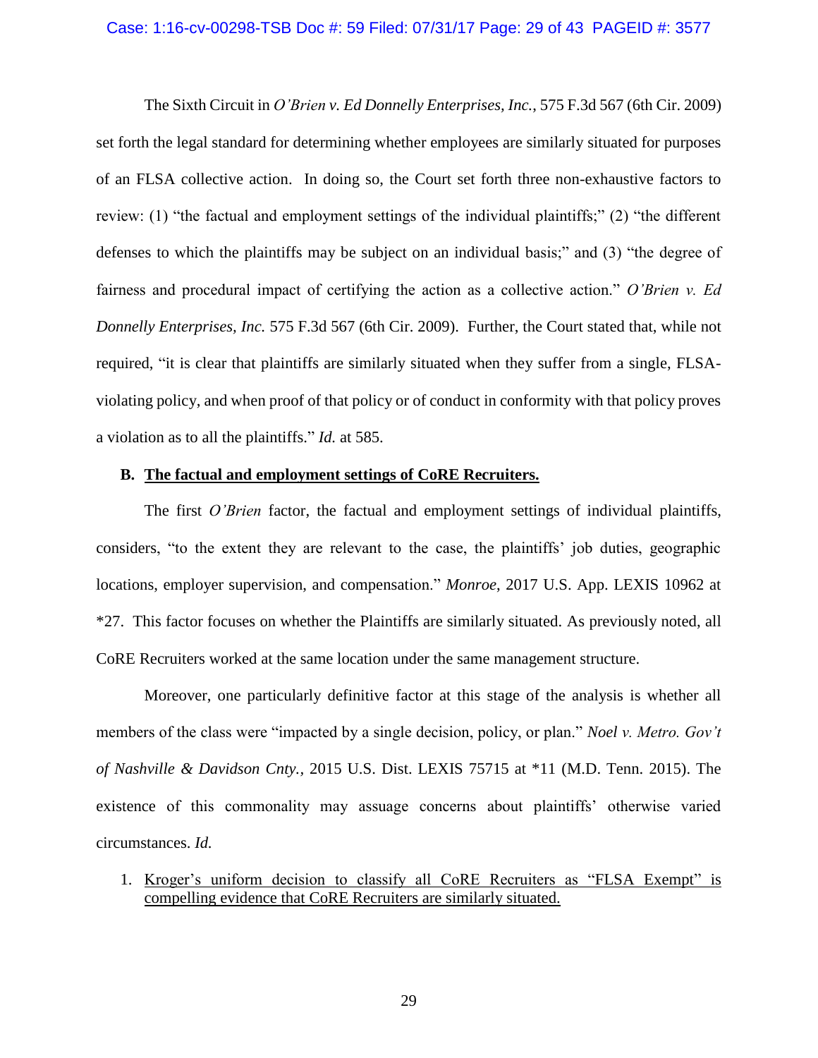The Sixth Circuit in *O'Brien v. Ed Donnelly Enterprises, Inc.*, 575 F.3d 567 (6th Cir. 2009) set forth the legal standard for determining whether employees are similarly situated for purposes of an FLSA collective action. In doing so, the Court set forth three non-exhaustive factors to review: (1) "the factual and employment settings of the individual plaintiffs;" (2) "the different defenses to which the plaintiffs may be subject on an individual basis;" and (3) "the degree of fairness and procedural impact of certifying the action as a collective action." *O'Brien v. Ed Donnelly Enterprises, Inc.* 575 F.3d 567 (6th Cir. 2009). Further, the Court stated that, while not required, "it is clear that plaintiffs are similarly situated when they suffer from a single, FLSA-violating policy, and when proof of that policy or of conduct in conformity with that policy proves a violation as to all the plaintiffs." *Id.* at 585.

**B. <u>The factual and employment settings of CoRE Recruiters.</u>**

The first *O'Brien* factor, the factual and employment settings of individual plaintiffs, considers, "to the extent they are relevant to the case, the plaintiffs' job duties, geographic locations, employer supervision, and compensation." *Monroe*, 2017 U.S. App. LEXIS 10962 at *27. This factor focuses on whether the Plaintiffs are similarly situated. As previously noted, all CoRE Recruiters worked at the same location under the same management structure.

Moreover, one particularly definitive factor at this stage of the analysis is whether all members of the class were "impacted by a single decision, policy, or plan." *Noel v. Metro. Gov't of Nashville & Davidson Cnty.*, 2015 U.S. Dist. LEXIS 75715 at *11 (M.D. Tenn. 2015). The existence of this commonality may assuage concerns about plaintiffs' otherwise varied circumstances. *Id.*

1. <u>Kroger's uniform decision to classify all CoRE Recruiters as "FLSA Exempt" is compelling evidence that CoRE Recruiters are similarly situated.</u>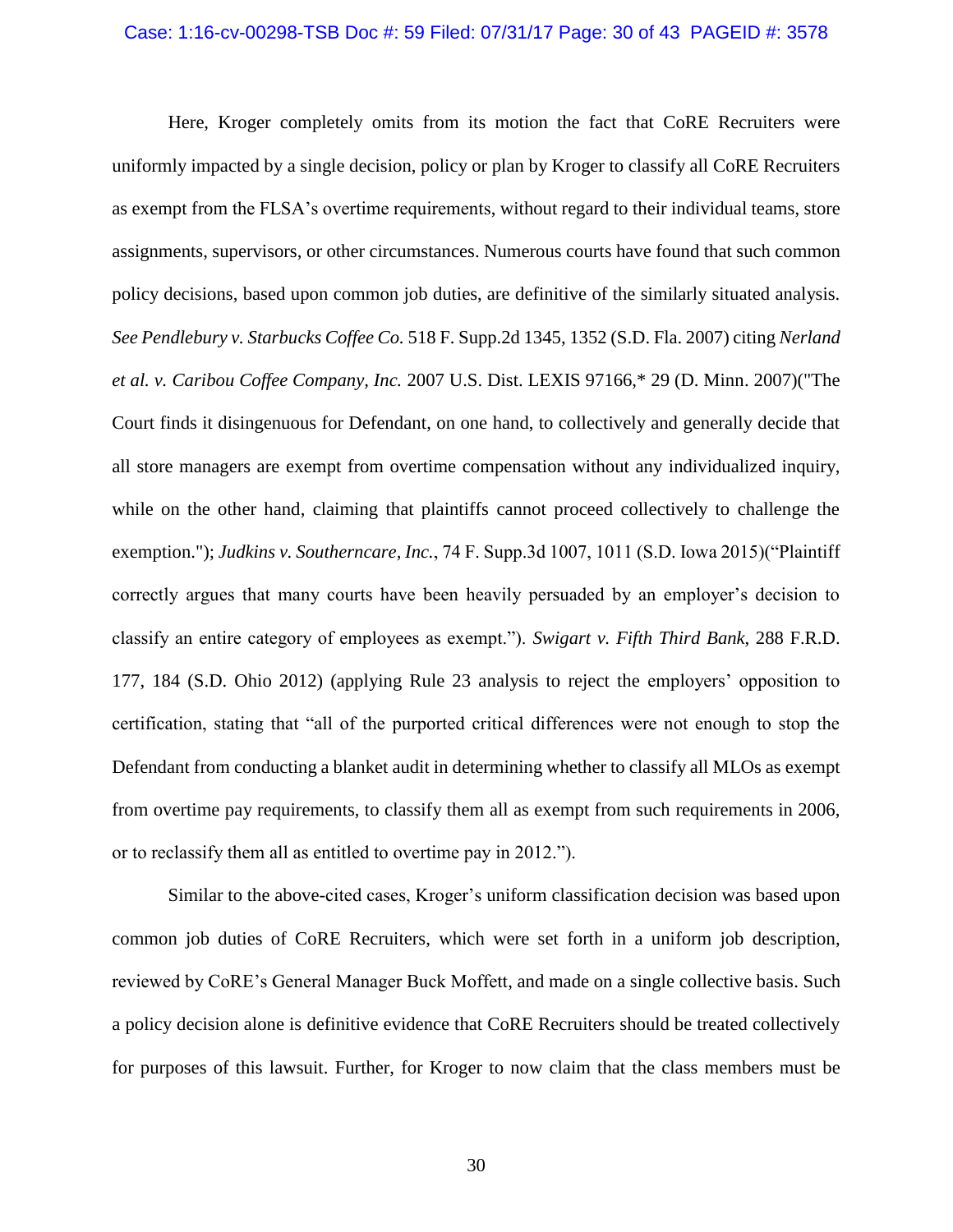Here, Kroger completely omits from its motion the fact that CoRE Recruiters were uniformly impacted by a single decision, policy or plan by Kroger to classify all CoRE Recruiters as exempt from the FLSA's overtime requirements, without regard to their individual teams, store assignments, supervisors, or other circumstances. Numerous courts have found that such common policy decisions, based upon common job duties, are definitive of the similarly situated analysis. *See Pendlebury v. Starbucks Coffee Co.* 518 F. Supp.2d 1345, 1352 (S.D. Fla. 2007) citing *Nerland et al. v. Caribou Coffee Company, Inc.* 2007 U.S. Dist. LEXIS 97166,* 29 (D. Minn. 2007)("The Court finds it disingenuous for Defendant, on one hand, to collectively and generally decide that all store managers are exempt from overtime compensation without any individualized inquiry, while on the other hand, claiming that plaintiffs cannot proceed collectively to challenge the exemption."); *Judkins v. Southerncare, Inc.*, 74 F. Supp.3d 1007, 1011 (S.D. Iowa 2015)("Plaintiff correctly argues that many courts have been heavily persuaded by an employer's decision to classify an entire category of employees as exempt."). *Swigart v. Fifth Third Bank*, 288 F.R.D. 177, 184 (S.D. Ohio 2012) (applying Rule 23 analysis to reject the employers' opposition to certification, stating that "all of the purported critical differences were not enough to stop the Defendant from conducting a blanket audit in determining whether to classify all MLOs as exempt from overtime pay requirements, to classify them all as exempt from such requirements in 2006, or to reclassify them all as entitled to overtime pay in 2012.").

Similar to the above-cited cases, Kroger's uniform classification decision was based upon common job duties of CoRE Recruiters, which were set forth in a uniform job description, reviewed by CoRE's General Manager Buck Moffett, and made on a single collective basis. Such a policy decision alone is definitive evidence that CoRE Recruiters should be treated collectively for purposes of this lawsuit. Further, for Kroger to now claim that the class members must be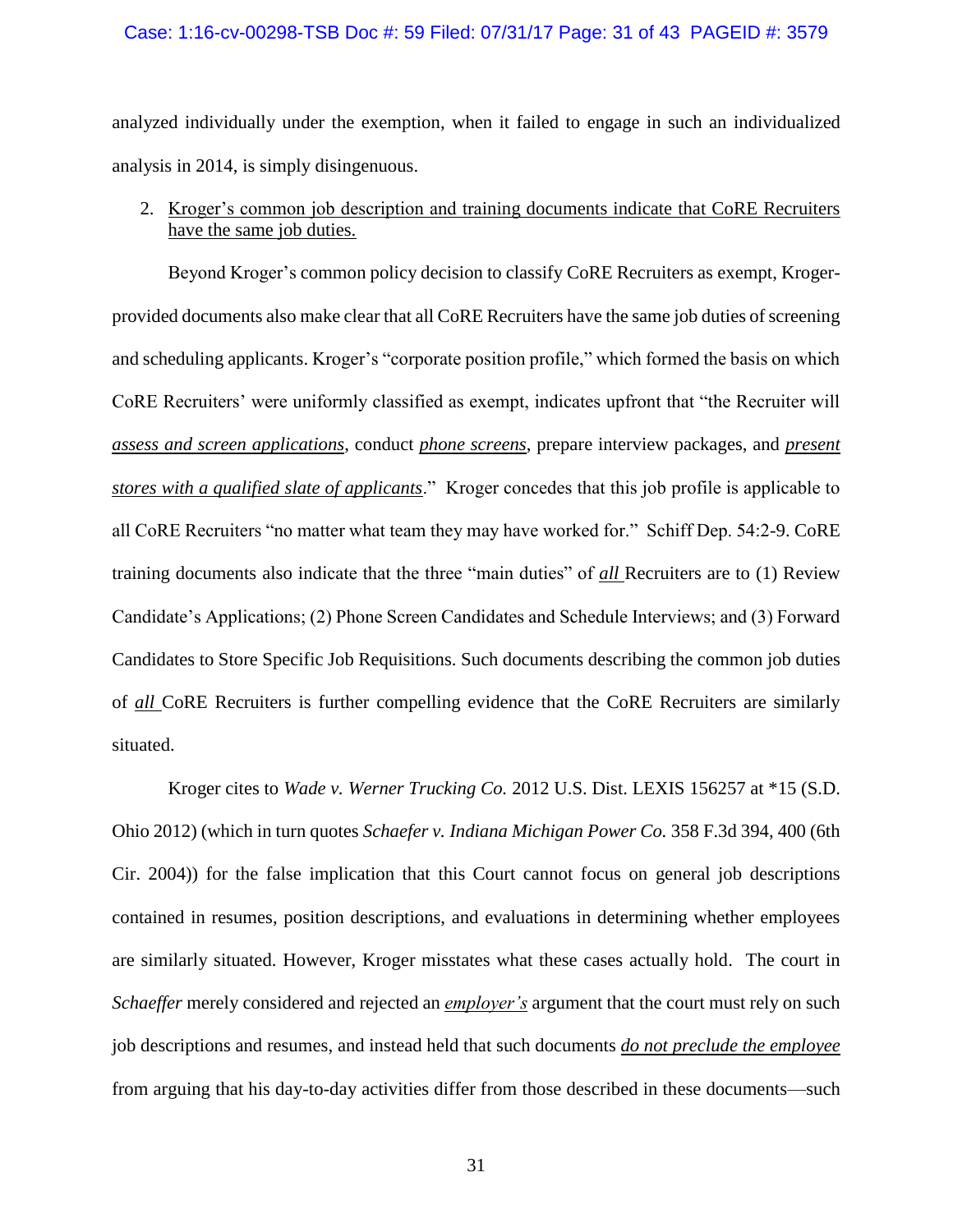analyzed individually under the exemption, when it failed to engage in such an individualized analysis in 2014, is simply disingenuous.

2. Kroger's common job description and training documents indicate that CoRE Recruiters have the same job duties.

Beyond Kroger's common policy decision to classify CoRE Recruiters as exempt, Kroger-provided documents also make clear that all CoRE Recruiters have the same job duties of screening and scheduling applicants. Kroger's "corporate position profile," which formed the basis on which CoRE Recruiters' were uniformly classified as exempt, indicates upfront that "the Recruiter will ***assess and screen applications***, conduct ***phone screens***, prepare interview packages, and ***present stores with a qualified slate of applicants***." Kroger concedes that this job profile is applicable to all CoRE Recruiters "no matter what team they may have worked for." Schiff Dep. 54:2-9. CoRE training documents also indicate that the three "main duties" of ***all*** Recruiters are to (1) Review Candidate's Applications; (2) Phone Screen Candidates and Schedule Interviews; and (3) Forward Candidates to Store Specific Job Requisitions. Such documents describing the common job duties of ***all*** CoRE Recruiters is further compelling evidence that the CoRE Recruiters are similarly situated.

Kroger cites to *Wade v. Werner Trucking Co.* 2012 U.S. Dist. LEXIS 156257 at *15 (S.D. Ohio 2012) (which in turn quotes *Schaefer v. Indiana Michigan Power Co.* 358 F.3d 394, 400 (6th Cir. 2004)) for the false implication that this Court cannot focus on general job descriptions contained in resumes, position descriptions, and evaluations in determining whether employees are similarly situated. However, Kroger misstates what these cases actually hold. The court in *Schaeffer* merely considered and rejected an ***employer's*** argument that the court must rely on such job descriptions and resumes, and instead held that such documents ***do not preclude the employee*** from arguing that his day-to-day activities differ from those described in these documents—such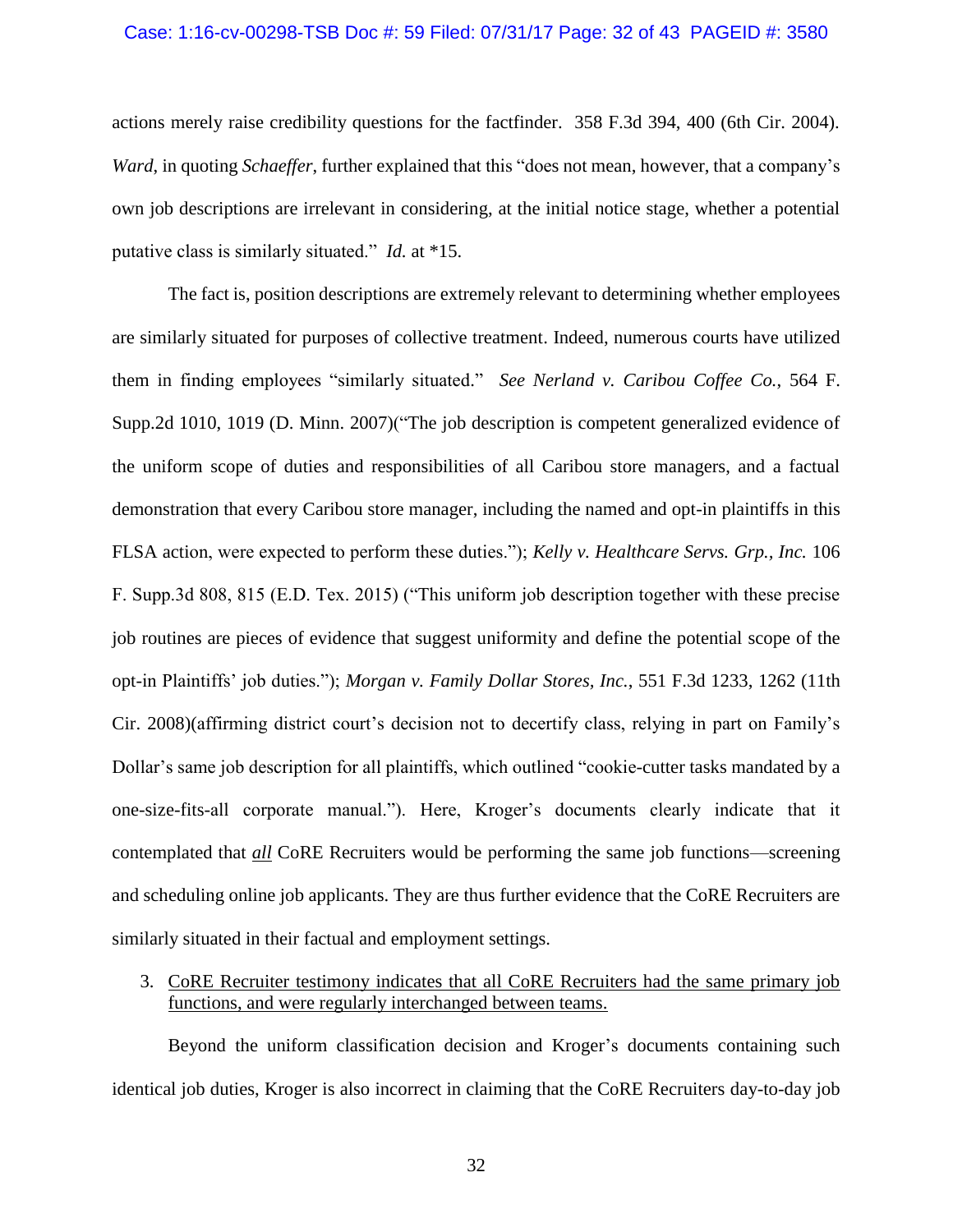actions merely raise credibility questions for the factfinder. 358 F.3d 394, 400 (6th Cir. 2004). *Ward*, in quoting *Schaeffer*, further explained that this "does not mean, however, that a company's own job descriptions are irrelevant in considering, at the initial notice stage, whether a potential putative class is similarly situated." *Id.* at *15.

The fact is, position descriptions are extremely relevant to determining whether employees are similarly situated for purposes of collective treatment. Indeed, numerous courts have utilized them in finding employees "similarly situated." *See Nerland v. Caribou Coffee Co.*, 564 F. Supp.2d 1010, 1019 (D. Minn. 2007)("The job description is competent generalized evidence of the uniform scope of duties and responsibilities of all Caribou store managers, and a factual demonstration that every Caribou store manager, including the named and opt-in plaintiffs in this FLSA action, were expected to perform these duties."); *Kelly v. Healthcare Servs. Grp., Inc.* 106 F. Supp.3d 808, 815 (E.D. Tex. 2015) ("This uniform job description together with these precise job routines are pieces of evidence that suggest uniformity and define the potential scope of the opt-in Plaintiffs' job duties."); *Morgan v. Family Dollar Stores, Inc.*, 551 F.3d 1233, 1262 (11th Cir. 2008)(affirming district court's decision not to decertify class, relying in part on Family's Dollar's same job description for all plaintiffs, which outlined "cookie-cutter tasks mandated by a one-size-fits-all corporate manual."). Here, Kroger's documents clearly indicate that it contemplated that ***all*** CoRE Recruiters would be performing the same job functions—screening and scheduling online job applicants. They are thus further evidence that the CoRE Recruiters are similarly situated in their factual and employment settings.

3. CoRE Recruiter testimony indicates that all CoRE Recruiters had the same primary job functions, and were regularly interchanged between teams.

Beyond the uniform classification decision and Kroger's documents containing such identical job duties, Kroger is also incorrect in claiming that the CoRE Recruiters day-to-day job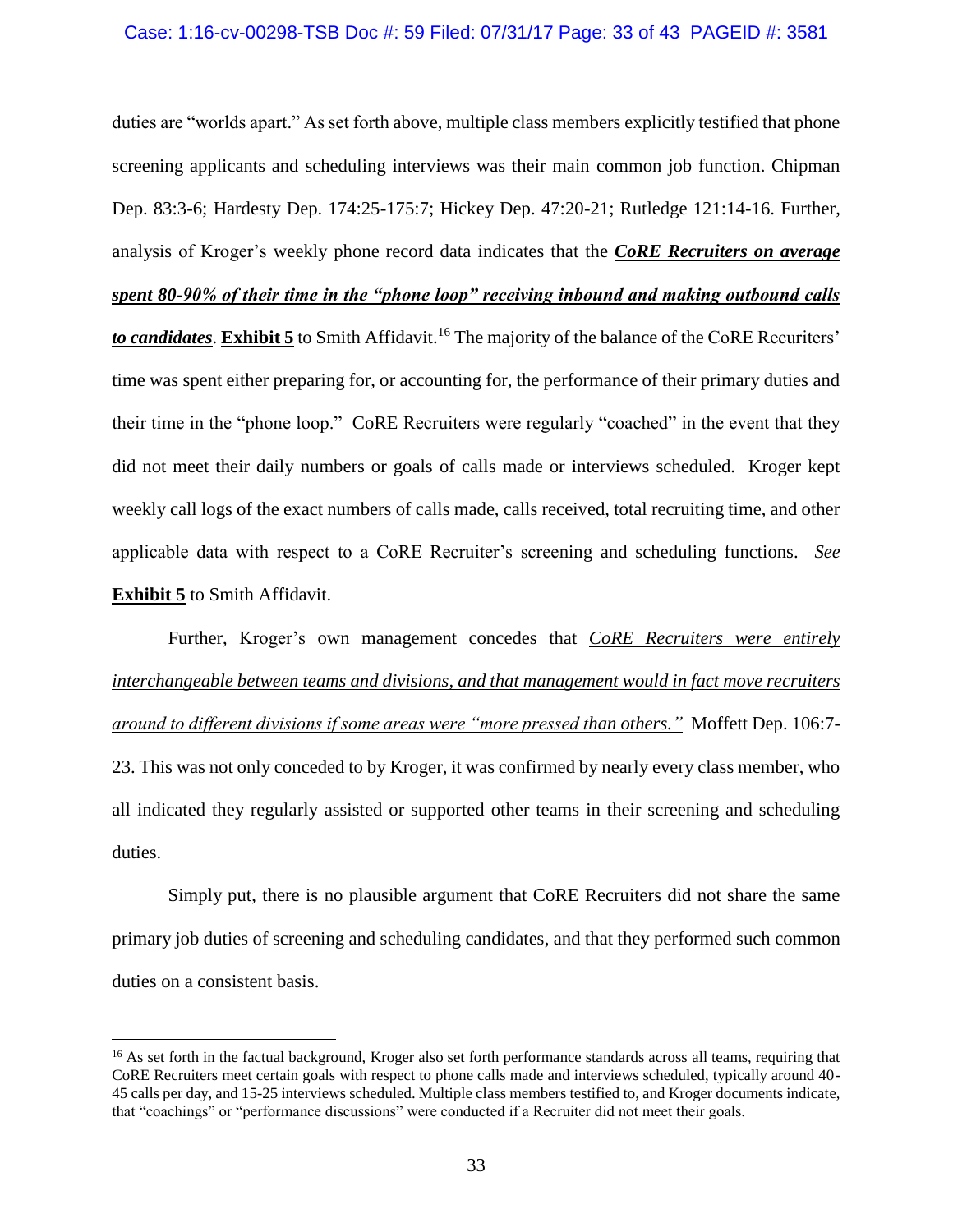duties are "worlds apart." As set forth above, multiple class members explicitly testified that phone screening applicants and scheduling interviews was their main common job function. Chipman Dep. 83:3-6; Hardesty Dep. 174:25-175:7; Hickey Dep. 47:20-21; Rutledge 121:14-16. Further, analysis of Kroger's weekly phone record data indicates that the ***<u>CoRE Recruiters on average spent 80-90% of their time in the "phone loop" receiving inbound and making outbound calls to candidates</u>***. **<u>Exhibit 5</u>** to Smith Affidavit.[16] The majority of the balance of the CoRE Recuriters' time was spent either preparing for, or accounting for, the performance of their primary duties and their time in the "phone loop." CoRE Recruiters were regularly "coached" in the event that they did not meet their daily numbers or goals of calls made or interviews scheduled. Kroger kept weekly call logs of the exact numbers of calls made, calls received, total recruiting time, and other applicable data with respect to a CoRE Recruiter's screening and scheduling functions. *See* **<u>Exhibit 5</u>** to Smith Affidavit.

Further, Kroger's own management concedes that *<u>CoRE Recruiters were entirely interchangeable between teams and divisions, and that management would in fact move recruiters around to different divisions if some areas were "more pressed than others."</u>* Moffett Dep. 106:7-23. This was not only conceded to by Kroger, it was confirmed by nearly every class member, who all indicated they regularly assisted or supported other teams in their screening and scheduling duties.

Simply put, there is no plausible argument that CoRE Recruiters did not share the same primary job duties of screening and scheduling candidates, and that they performed such common duties on a consistent basis.

---

[16] As set forth in the factual background, Kroger also set forth performance standards across all teams, requiring that CoRE Recruiters meet certain goals with respect to phone calls made and interviews scheduled, typically around 40-45 calls per day, and 15-25 interviews scheduled. Multiple class members testified to, and Kroger documents indicate, that "coachings" or "performance discussions" were conducted if a Recruiter did not meet their goals.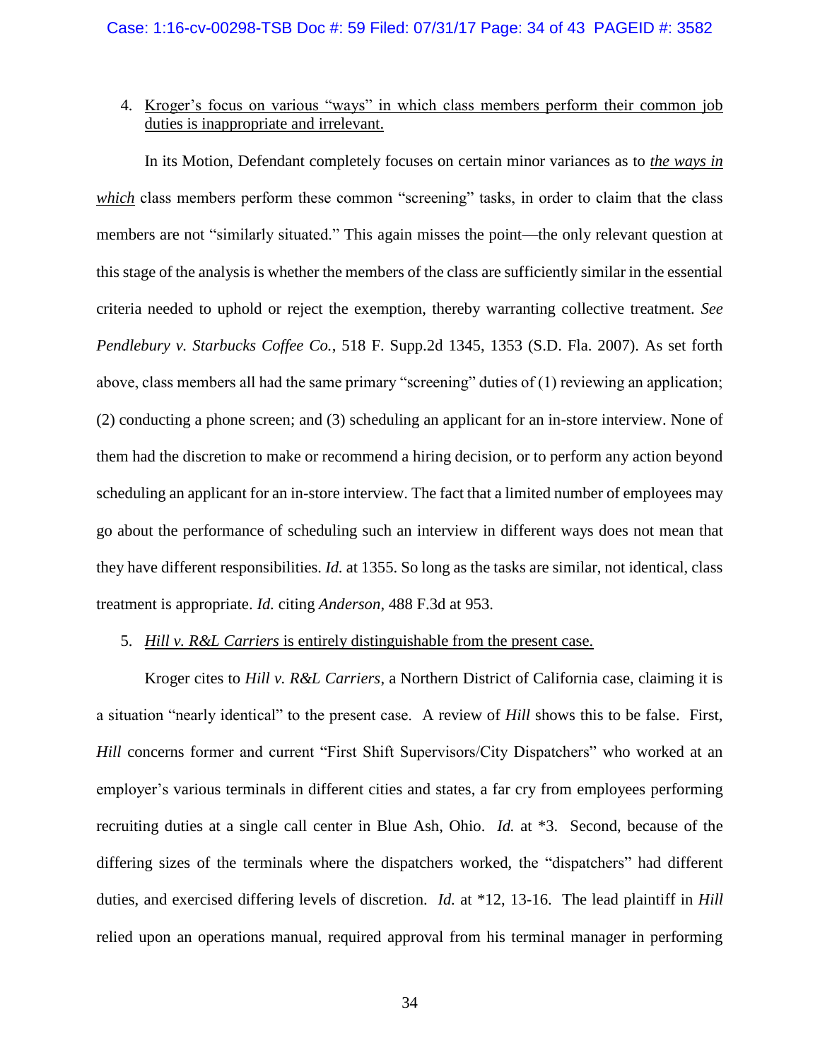4. <u>Kroger's focus on various "ways" in which class members perform their common job duties is inappropriate and irrelevant.</u>

In its Motion, Defendant completely focuses on certain minor variances as to <u>*the ways in which*</u> class members perform these common "screening" tasks, in order to claim that the class members are not "similarly situated." This again misses the point—the only relevant question at this stage of the analysis is whether the members of the class are sufficiently similar in the essential criteria needed to uphold or reject the exemption, thereby warranting collective treatment. *See Pendlebury v. Starbucks Coffee Co.*, 518 F. Supp.2d 1345, 1353 (S.D. Fla. 2007). As set forth above, class members all had the same primary "screening" duties of (1) reviewing an application; (2) conducting a phone screen; and (3) scheduling an applicant for an in-store interview. None of them had the discretion to make or recommend a hiring decision, or to perform any action beyond scheduling an applicant for an in-store interview. The fact that a limited number of employees may go about the performance of scheduling such an interview in different ways does not mean that they have different responsibilities. *Id.* at 1355. So long as the tasks are similar, not identical, class treatment is appropriate. *Id.* citing *Anderson*, 488 F.3d at 953.

5. <u>*Hill v. R&L Carriers* is entirely distinguishable from the present case.</u>

Kroger cites to *Hill v. R&L Carriers*, a Northern District of California case, claiming it is a situation "nearly identical" to the present case. A review of *Hill* shows this to be false. First, *Hill* concerns former and current "First Shift Supervisors/City Dispatchers" who worked at an employer's various terminals in different cities and states, a far cry from employees performing recruiting duties at a single call center in Blue Ash, Ohio. *Id.* at *3. Second, because of the differing sizes of the terminals where the dispatchers worked, the "dispatchers" had different duties, and exercised differing levels of discretion. *Id.* at *12, 13-16. The lead plaintiff in *Hill* relied upon an operations manual, required approval from his terminal manager in performing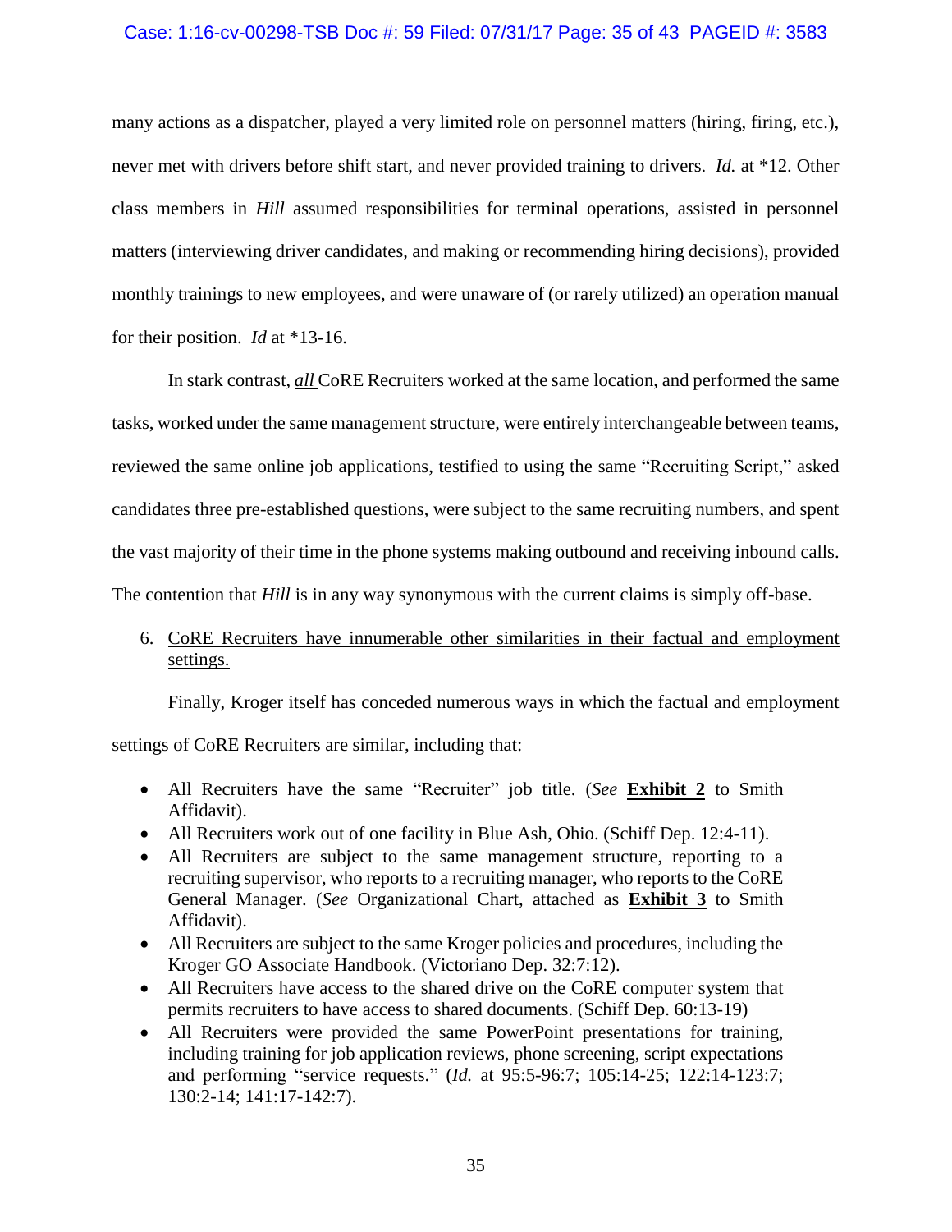many actions as a dispatcher, played a very limited role on personnel matters (hiring, firing, etc.), never met with drivers before shift start, and never provided training to drivers. *Id.* at *12. Other class members in *Hill* assumed responsibilities for terminal operations, assisted in personnel matters (interviewing driver candidates, and making or recommending hiring decisions), provided monthly trainings to new employees, and were unaware of (or rarely utilized) an operation manual for their position. *Id* at *13-16.

In stark contrast, ***all*** CoRE Recruiters worked at the same location, and performed the same tasks, worked under the same management structure, were entirely interchangeable between teams, reviewed the same online job applications, testified to using the same "Recruiting Script," asked candidates three pre-established questions, were subject to the same recruiting numbers, and spent the vast majority of their time in the phone systems making outbound and receiving inbound calls. The contention that *Hill* is in any way synonymous with the current claims is simply off-base.

6. CoRE Recruiters have innumerable other similarities in their factual and employment settings.

Finally, Kroger itself has conceded numerous ways in which the factual and employment settings of CoRE Recruiters are similar, including that:

- All Recruiters have the same "Recruiter" job title. (*See* **Exhibit 2** to Smith Affidavit).
- All Recruiters work out of one facility in Blue Ash, Ohio. (Schiff Dep. 12:4-11).
- All Recruiters are subject to the same management structure, reporting to a recruiting supervisor, who reports to a recruiting manager, who reports to the CoRE General Manager. (*See* Organizational Chart, attached as **Exhibit 3** to Smith Affidavit).
- All Recruiters are subject to the same Kroger policies and procedures, including the Kroger GO Associate Handbook. (Victoriano Dep. 32:7:12).
- All Recruiters have access to the shared drive on the CoRE computer system that permits recruiters to have access to shared documents. (Schiff Dep. 60:13-19)
- All Recruiters were provided the same PowerPoint presentations for training, including training for job application reviews, phone screening, script expectations and performing "service requests." (*Id.* at 95:5-96:7; 105:14-25; 122:14-123:7; 130:2-14; 141:17-142:7).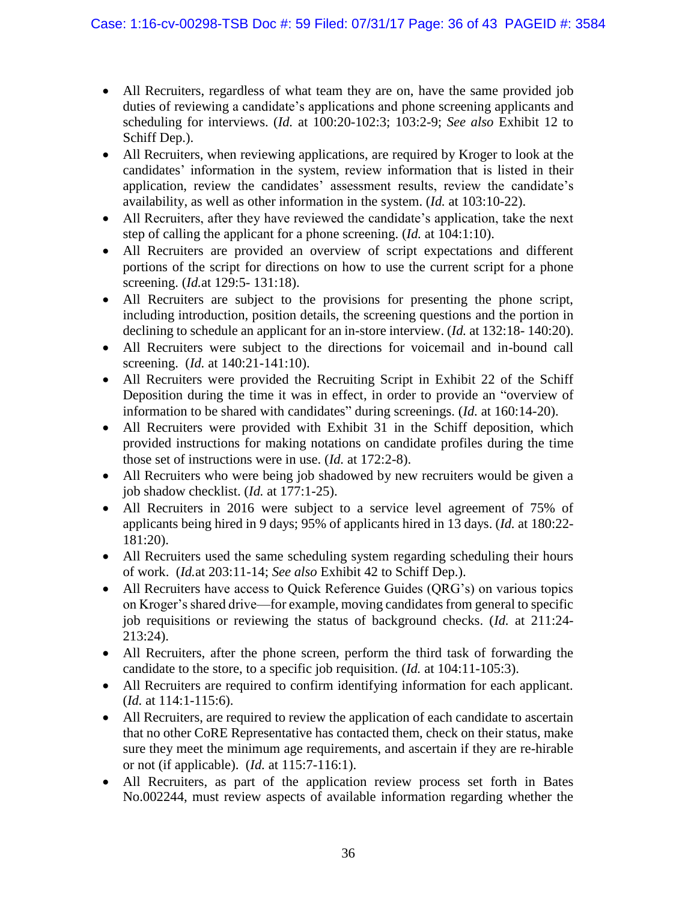- All Recruiters, regardless of what team they are on, have the same provided job duties of reviewing a candidate's applications and phone screening applicants and scheduling for interviews. (*Id.* at 100:20-102:3; 103:2-9; *See also* Exhibit 12 to Schiff Dep.).
- All Recruiters, when reviewing applications, are required by Kroger to look at the candidates' information in the system, review information that is listed in their application, review the candidates' assessment results, review the candidate's availability, as well as other information in the system. (*Id.* at 103:10-22).
- All Recruiters, after they have reviewed the candidate's application, take the next step of calling the applicant for a phone screening. (*Id.* at 104:1:10).
- All Recruiters are provided an overview of script expectations and different portions of the script for directions on how to use the current script for a phone screening. (*Id.*at 129:5- 131:18).
- All Recruiters are subject to the provisions for presenting the phone script, including introduction, position details, the screening questions and the portion in declining to schedule an applicant for an in-store interview. (*Id.* at 132:18- 140:20).
- All Recruiters were subject to the directions for voicemail and in-bound call screening. (*Id.* at 140:21-141:10).
- All Recruiters were provided the Recruiting Script in Exhibit 22 of the Schiff Deposition during the time it was in effect, in order to provide an "overview of information to be shared with candidates" during screenings. (*Id.* at 160:14-20).
- All Recruiters were provided with Exhibit 31 in the Schiff deposition, which provided instructions for making notations on candidate profiles during the time those set of instructions were in use. (*Id.* at 172:2-8).
- All Recruiters who were being job shadowed by new recruiters would be given a job shadow checklist. (*Id.* at 177:1-25).
- All Recruiters in 2016 were subject to a service level agreement of 75% of applicants being hired in 9 days; 95% of applicants hired in 13 days. (*Id.* at 180:22-181:20).
- All Recruiters used the same scheduling system regarding scheduling their hours of work. (*Id.*at 203:11-14; *See also* Exhibit 42 to Schiff Dep.).
- All Recruiters have access to Quick Reference Guides (QRG's) on various topics on Kroger's shared drive—for example, moving candidates from general to specific job requisitions or reviewing the status of background checks. (*Id.* at 211:24-213:24).
- All Recruiters, after the phone screen, perform the third task of forwarding the candidate to the store, to a specific job requisition. (*Id.* at 104:11-105:3).
- All Recruiters are required to confirm identifying information for each applicant. (*Id.* at 114:1-115:6).
- All Recruiters, are required to review the application of each candidate to ascertain that no other CoRE Representative has contacted them, check on their status, make sure they meet the minimum age requirements, and ascertain if they are re-hirable or not (if applicable). (*Id.* at 115:7-116:1).
- All Recruiters, as part of the application review process set forth in Bates No.002244, must review aspects of available information regarding whether the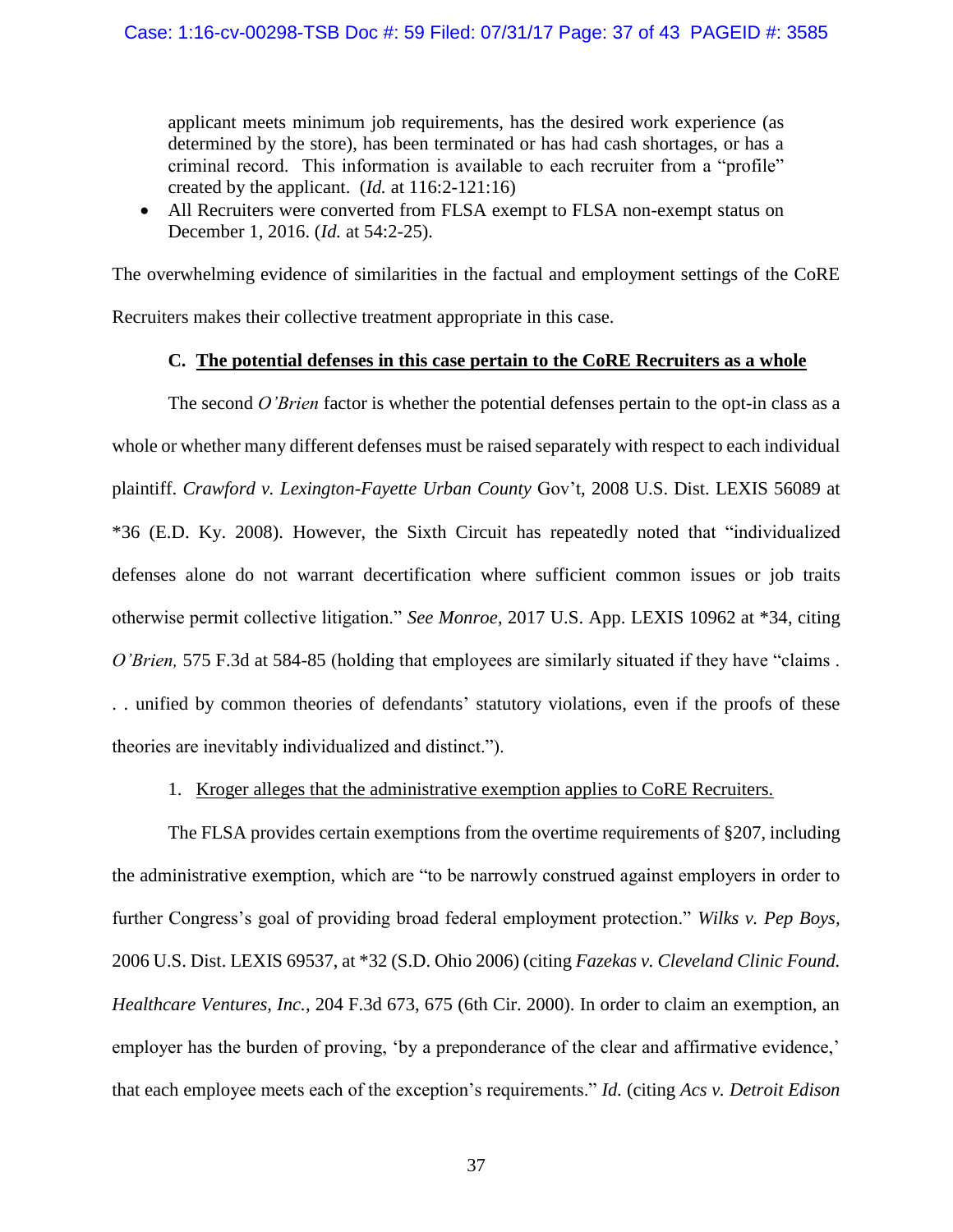applicant meets minimum job requirements, has the desired work experience (as determined by the store), has been terminated or has had cash shortages, or has a criminal record. This information is available to each recruiter from a "profile" created by the applicant. (*Id.* at 116:2-121:16)

- All Recruiters were converted from FLSA exempt to FLSA non-exempt status on December 1, 2016. (*Id.* at 54:2-25).

The overwhelming evidence of similarities in the factual and employment settings of the CoRE Recruiters makes their collective treatment appropriate in this case.

### C. The potential defenses in this case pertain to the CoRE Recruiters as a whole

The second *O'Brien* factor is whether the potential defenses pertain to the opt-in class as a whole or whether many different defenses must be raised separately with respect to each individual plaintiff. *Crawford v. Lexington-Fayette Urban County* Gov't, 2008 U.S. Dist. LEXIS 56089 at *36 (E.D. Ky. 2008). However, the Sixth Circuit has repeatedly noted that "individualized defenses alone do not warrant decertification where sufficient common issues or job traits otherwise permit collective litigation." *See Monroe*, 2017 U.S. App. LEXIS 10962 at *34, citing *O'Brien,* 575 F.3d at 584-85 (holding that employees are similarly situated if they have "claims . . . unified by common theories of defendants' statutory violations, even if the proofs of these theories are inevitably individualized and distinct.").

1. Kroger alleges that the administrative exemption applies to CoRE Recruiters.

The FLSA provides certain exemptions from the overtime requirements of §207, including the administrative exemption, which are "to be narrowly construed against employers in order to further Congress's goal of providing broad federal employment protection." *Wilks v. Pep Boys,* 2006 U.S. Dist. LEXIS 69537, at *32 (S.D. Ohio 2006) (citing *Fazekas v. Cleveland Clinic Found. Healthcare Ventures, Inc.*, 204 F.3d 673, 675 (6th Cir. 2000). In order to claim an exemption, an employer has the burden of proving, 'by a preponderance of the clear and affirmative evidence,' that each employee meets each of the exception's requirements." *Id.* (citing *Acs v. Detroit Edison*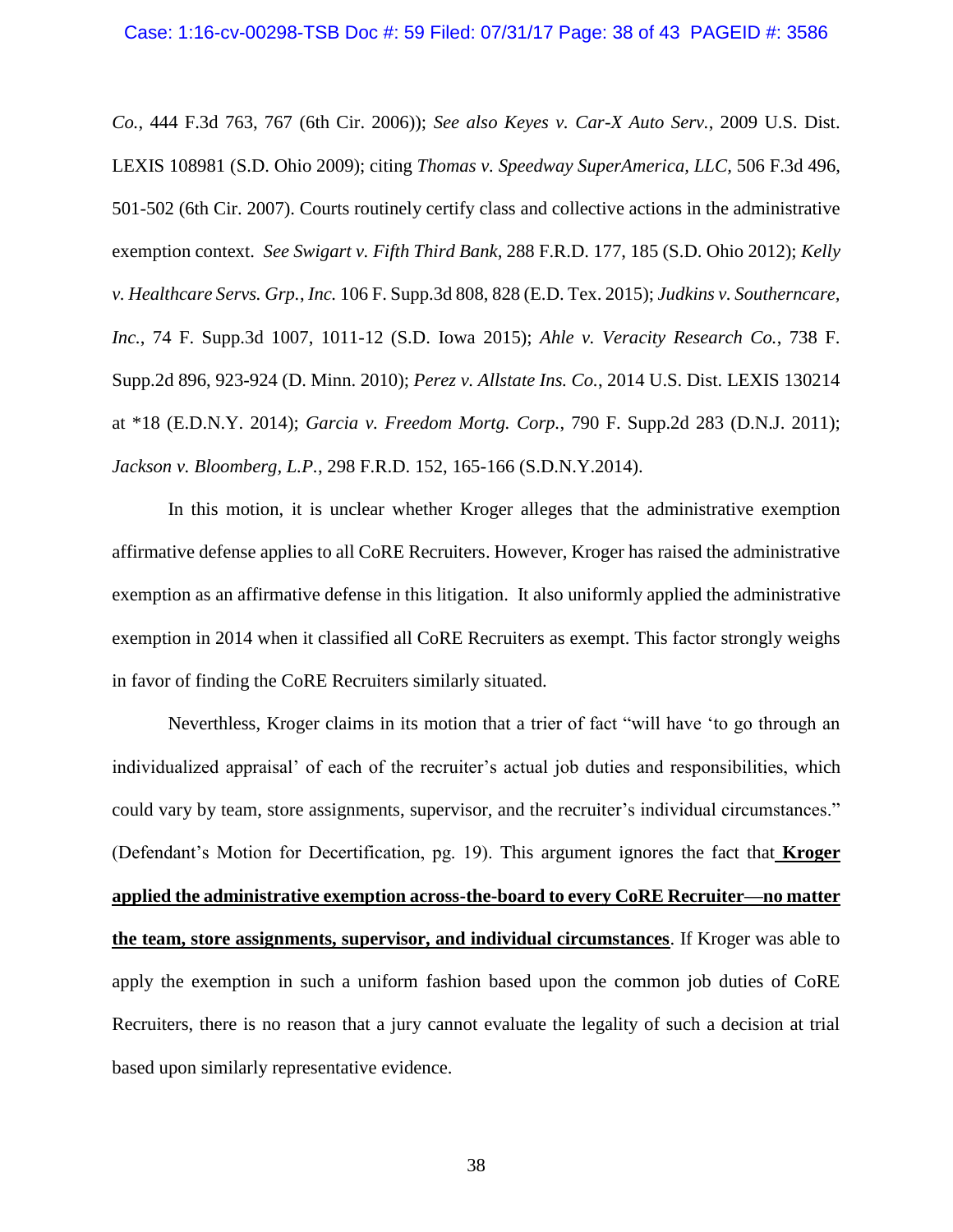*Co.*, 444 F.3d 763, 767 (6th Cir. 2006)); *See also Keyes v. Car-X Auto Serv.*, 2009 U.S. Dist. LEXIS 108981 (S.D. Ohio 2009); citing *Thomas v. Speedway SuperAmerica, LLC,* 506 F.3d 496, 501-502 (6th Cir. 2007). Courts routinely certify class and collective actions in the administrative exemption context. *See Swigart v. Fifth Third Bank*, 288 F.R.D. 177, 185 (S.D. Ohio 2012); *Kelly v. Healthcare Servs. Grp., Inc.* 106 F. Supp.3d 808, 828 (E.D. Tex. 2015); *Judkins v. Southerncare, Inc.*, 74 F. Supp.3d 1007, 1011-12 (S.D. Iowa 2015); *Ahle v. Veracity Research Co.*, 738 F. Supp.2d 896, 923-924 (D. Minn. 2010); *Perez v. Allstate Ins. Co.*, 2014 U.S. Dist. LEXIS 130214 at *18 (E.D.N.Y. 2014); *Garcia v. Freedom Mortg. Corp.*, 790 F. Supp.2d 283 (D.N.J. 2011); *Jackson v. Bloomberg, L.P.*, 298 F.R.D. 152, 165-166 (S.D.N.Y.2014).

In this motion, it is unclear whether Kroger alleges that the administrative exemption affirmative defense applies to all CoRE Recruiters. However, Kroger has raised the administrative exemption as an affirmative defense in this litigation. It also uniformly applied the administrative exemption in 2014 when it classified all CoRE Recruiters as exempt. This factor strongly weighs in favor of finding the CoRE Recruiters similarly situated.

Neverthless, Kroger claims in its motion that a trier of fact "will have 'to go through an individualized appraisal' of each of the recruiter's actual job duties and responsibilities, which could vary by team, store assignments, supervisor, and the recruiter's individual circumstances." (Defendant's Motion for Decertification, pg. 19). This argument ignores the fact that **Kroger applied the administrative exemption across-the-board to every CoRE Recruiter—no matter the team, store assignments, supervisor, and individual circumstances**. If Kroger was able to apply the exemption in such a uniform fashion based upon the common job duties of CoRE Recruiters, there is no reason that a jury cannot evaluate the legality of such a decision at trial based upon similarly representative evidence.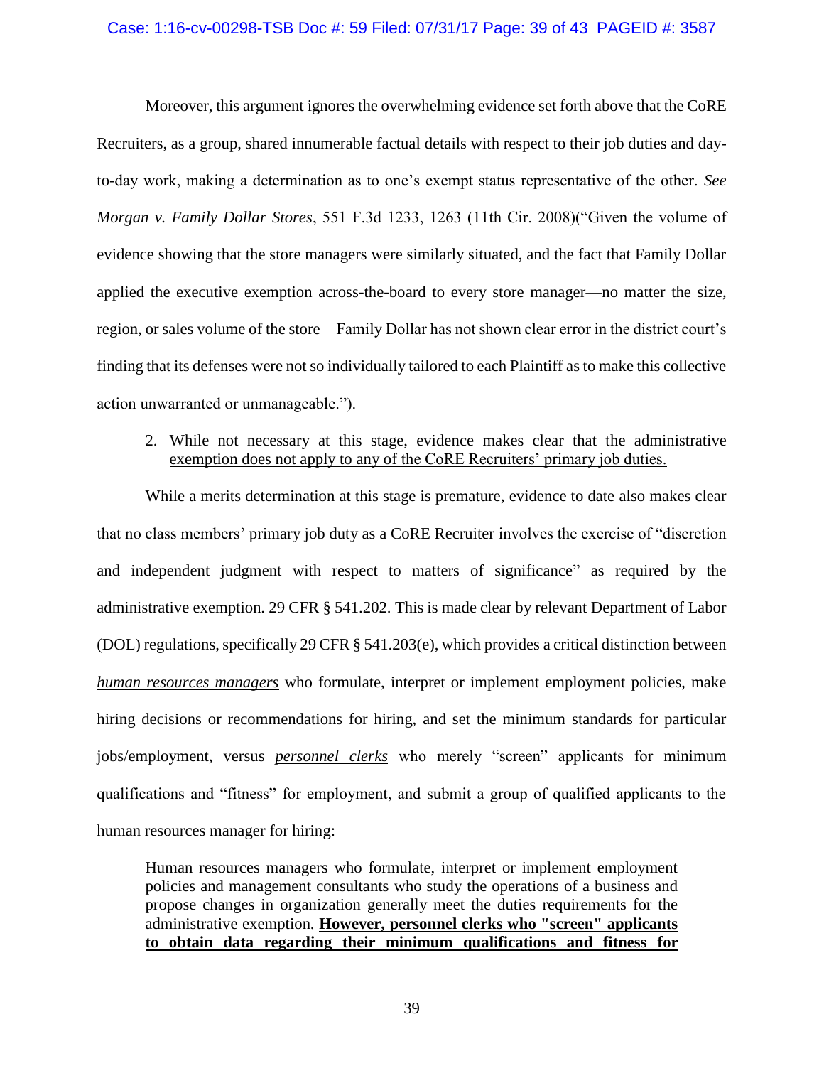Moreover, this argument ignores the overwhelming evidence set forth above that the CoRE Recruiters, as a group, shared innumerable factual details with respect to their job duties and day-to-day work, making a determination as to one's exempt status representative of the other. *See Morgan v. Family Dollar Stores*, 551 F.3d 1233, 1263 (11th Cir. 2008)("Given the volume of evidence showing that the store managers were similarly situated, and the fact that Family Dollar applied the executive exemption across-the-board to every store manager—no matter the size, region, or sales volume of the store—Family Dollar has not shown clear error in the district court's finding that its defenses were not so individually tailored to each Plaintiff as to make this collective action unwarranted or unmanageable.").

2. <u>While not necessary at this stage, evidence makes clear that the administrative exemption does not apply to any of the CoRE Recruiters' primary job duties.</u>

While a merits determination at this stage is premature, evidence to date also makes clear that no class members' primary job duty as a CoRE Recruiter involves the exercise of "discretion and independent judgment with respect to matters of significance" as required by the administrative exemption. 29 CFR § 541.202. This is made clear by relevant Department of Labor (DOL) regulations, specifically 29 CFR § 541.203(e), which provides a critical distinction between <u>*human resources managers*</u> who formulate, interpret or implement employment policies, make hiring decisions or recommendations for hiring, and set the minimum standards for particular jobs/employment, versus <u>***personnel clerks***</u> who merely "screen" applicants for minimum qualifications and "fitness" for employment, and submit a group of qualified applicants to the human resources manager for hiring:

> Human resources managers who formulate, interpret or implement employment policies and management consultants who study the operations of a business and propose changes in organization generally meet the duties requirements for the administrative exemption. <u>**However, personnel clerks who "screen" applicants to obtain data regarding their minimum qualifications and fitness for**</u>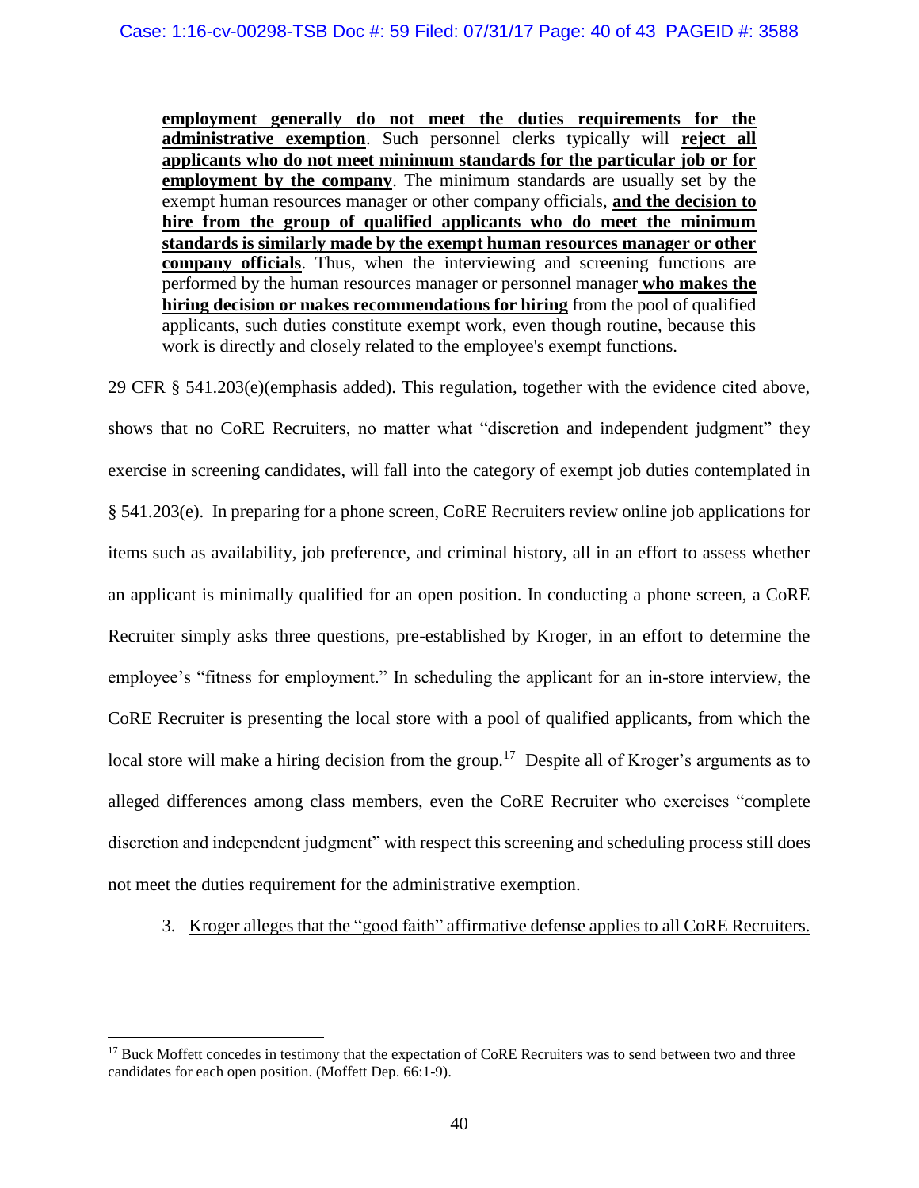> **employment generally do not meet the duties requirements for the administrative exemption**. Such personnel clerks typically will **reject all applicants who do not meet minimum standards for the particular job or for employment by the company**. The minimum standards are usually set by the exempt human resources manager or other company officials, **and the decision to hire from the group of qualified applicants who do meet the minimum standards is similarly made by the exempt human resources manager or other company officials**. Thus, when the interviewing and screening functions are performed by the human resources manager or personnel manager **who makes the hiring decision or makes recommendations for hiring** from the pool of qualified applicants, such duties constitute exempt work, even though routine, because this work is directly and closely related to the employee's exempt functions.

29 CFR § 541.203(e)(emphasis added). This regulation, together with the evidence cited above, shows that no CoRE Recruiters, no matter what "discretion and independent judgment" they exercise in screening candidates, will fall into the category of exempt job duties contemplated in § 541.203(e). In preparing for a phone screen, CoRE Recruiters review online job applications for items such as availability, job preference, and criminal history, all in an effort to assess whether an applicant is minimally qualified for an open position. In conducting a phone screen, a CoRE Recruiter simply asks three questions, pre-established by Kroger, in an effort to determine the employee's "fitness for employment." In scheduling the applicant for an in-store interview, the CoRE Recruiter is presenting the local store with a pool of qualified applicants, from which the local store will make a hiring decision from the group.[17] Despite all of Kroger's arguments as to alleged differences among class members, even the CoRE Recruiter who exercises "complete discretion and independent judgment" with respect this screening and scheduling process still does not meet the duties requirement for the administrative exemption.

3. Kroger alleges that the "good faith" affirmative defense applies to all CoRE Recruiters.

[17] Buck Moffett concedes in testimony that the expectation of CoRE Recruiters was to send between two and three candidates for each open position. (Moffett Dep. 66:1-9).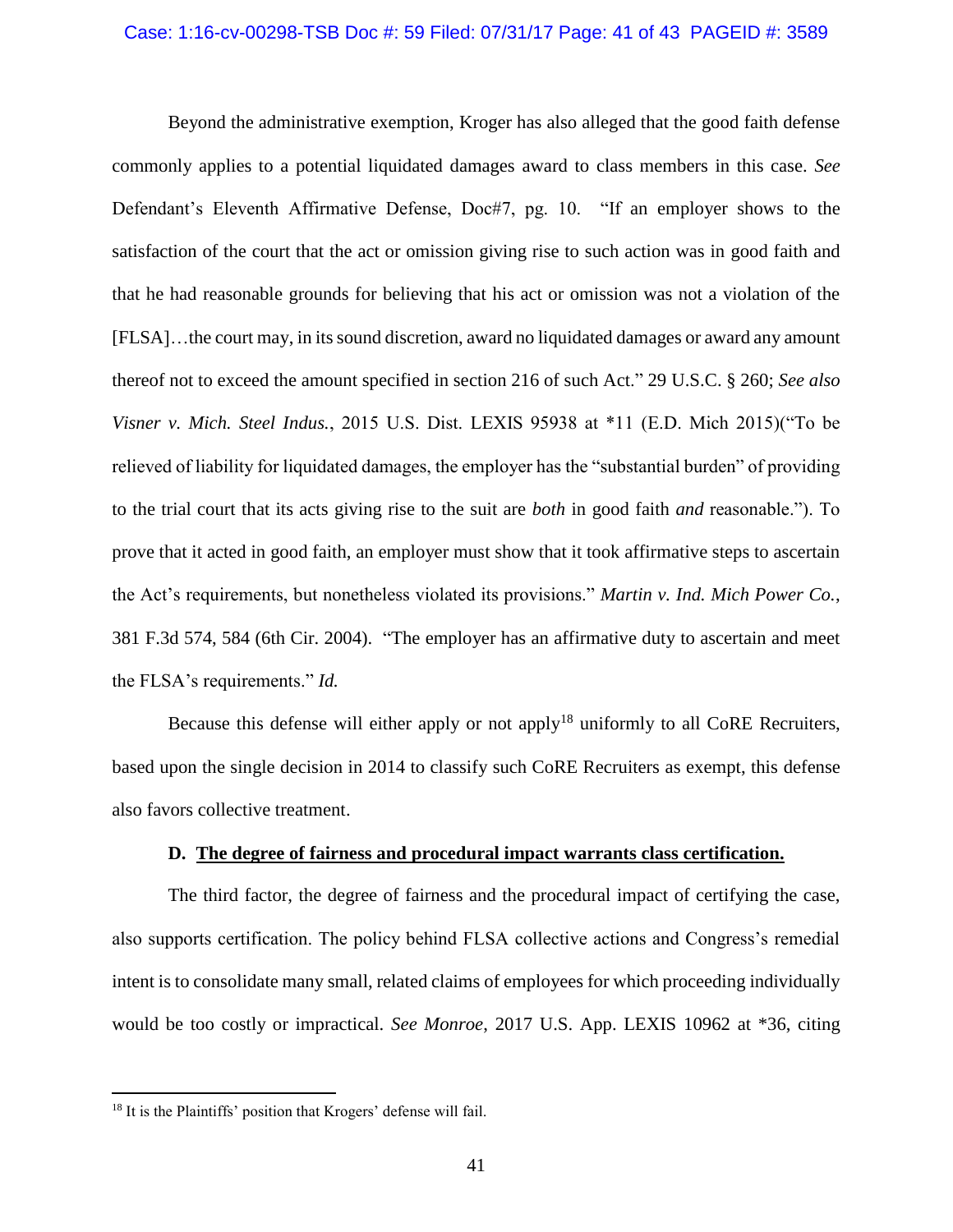Beyond the administrative exemption, Kroger has also alleged that the good faith defense commonly applies to a potential liquidated damages award to class members in this case. *See* Defendant's Eleventh Affirmative Defense, Doc#7, pg. 10. "If an employer shows to the satisfaction of the court that the act or omission giving rise to such action was in good faith and that he had reasonable grounds for believing that his act or omission was not a violation of the [FLSA]…the court may, in its sound discretion, award no liquidated damages or award any amount thereof not to exceed the amount specified in section 216 of such Act." 29 U.S.C. § 260; *See also Visner v. Mich. Steel Indus.*, 2015 U.S. Dist. LEXIS 95938 at *11 (E.D. Mich 2015)("To be relieved of liability for liquidated damages, the employer has the "substantial burden" of providing to the trial court that its acts giving rise to the suit are *both* in good faith *and* reasonable."). To prove that it acted in good faith, an employer must show that it took affirmative steps to ascertain the Act's requirements, but nonetheless violated its provisions." *Martin v. Ind. Mich Power Co.*, 381 F.3d 574, 584 (6th Cir. 2004). "The employer has an affirmative duty to ascertain and meet the FLSA's requirements." *Id.*

Because this defense will either apply or not apply[18] uniformly to all CoRE Recruiters, based upon the single decision in 2014 to classify such CoRE Recruiters as exempt, this defense also favors collective treatment.

**D. <u>The degree of fairness and procedural impact warrants class certification.</u>**

The third factor, the degree of fairness and the procedural impact of certifying the case, also supports certification. The policy behind FLSA collective actions and Congress's remedial intent is to consolidate many small, related claims of employees for which proceeding individually would be too costly or impractical. *See Monroe*, 2017 U.S. App. LEXIS 10962 at *36, citing

---

[18] It is the Plaintiffs' position that Krogers' defense will fail.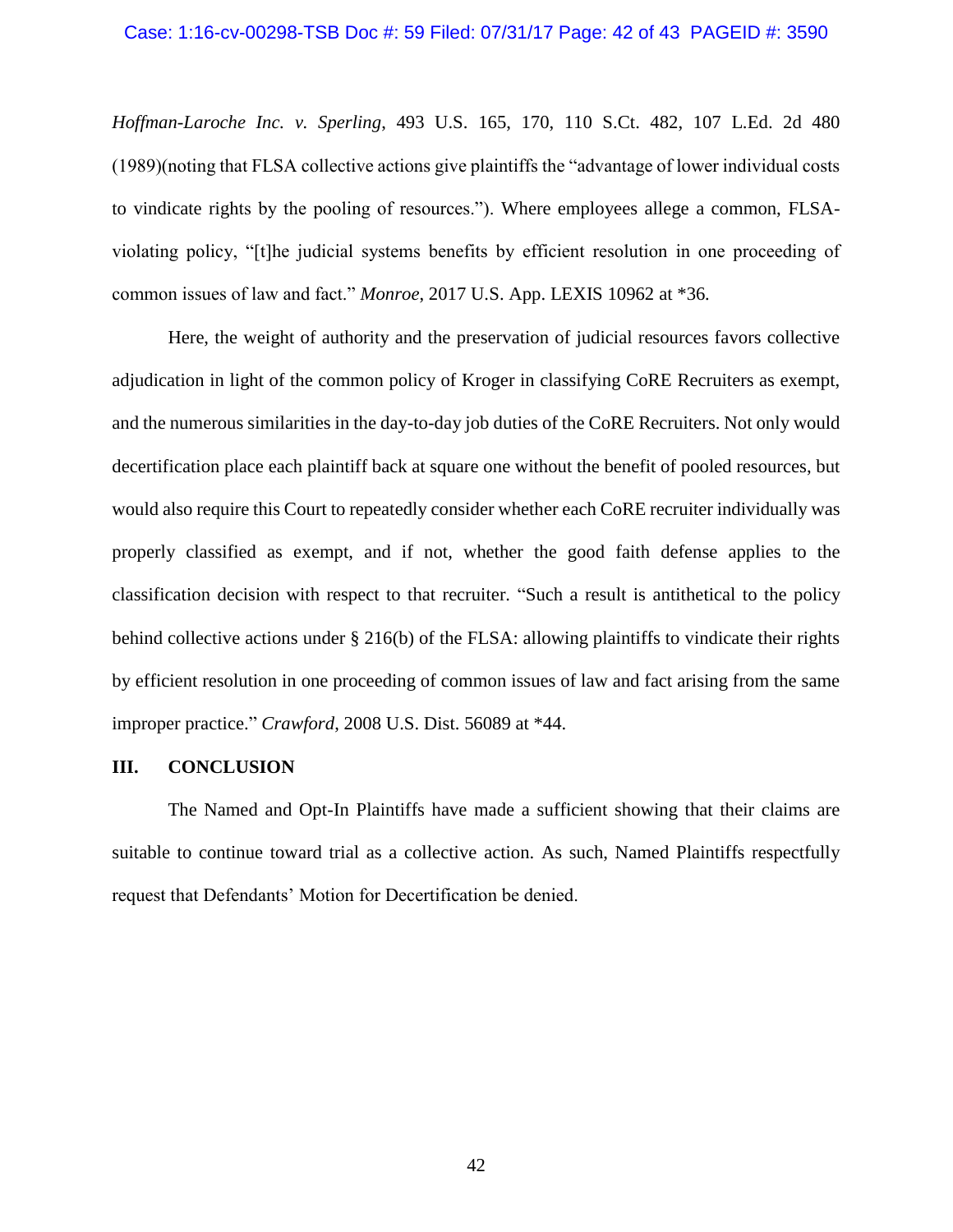*Hoffman-Laroche Inc. v. Sperling*, 493 U.S. 165, 170, 110 S.Ct. 482, 107 L.Ed. 2d 480 (1989)(noting that FLSA collective actions give plaintiffs the "advantage of lower individual costs to vindicate rights by the pooling of resources."). Where employees allege a common, FLSA-violating policy, "[t]he judicial systems benefits by efficient resolution in one proceeding of common issues of law and fact." *Monroe*, 2017 U.S. App. LEXIS 10962 at *36.

Here, the weight of authority and the preservation of judicial resources favors collective adjudication in light of the common policy of Kroger in classifying CoRE Recruiters as exempt, and the numerous similarities in the day-to-day job duties of the CoRE Recruiters. Not only would decertification place each plaintiff back at square one without the benefit of pooled resources, but would also require this Court to repeatedly consider whether each CoRE recruiter individually was properly classified as exempt, and if not, whether the good faith defense applies to the classification decision with respect to that recruiter. "Such a result is antithetical to the policy behind collective actions under § 216(b) of the FLSA: allowing plaintiffs to vindicate their rights by efficient resolution in one proceeding of common issues of law and fact arising from the same improper practice." *Crawford*, 2008 U.S. Dist. 56089 at *44.

## III. CONCLUSION

The Named and Opt-In Plaintiffs have made a sufficient showing that their claims are suitable to continue toward trial as a collective action. As such, Named Plaintiffs respectfully request that Defendants' Motion for Decertification be denied.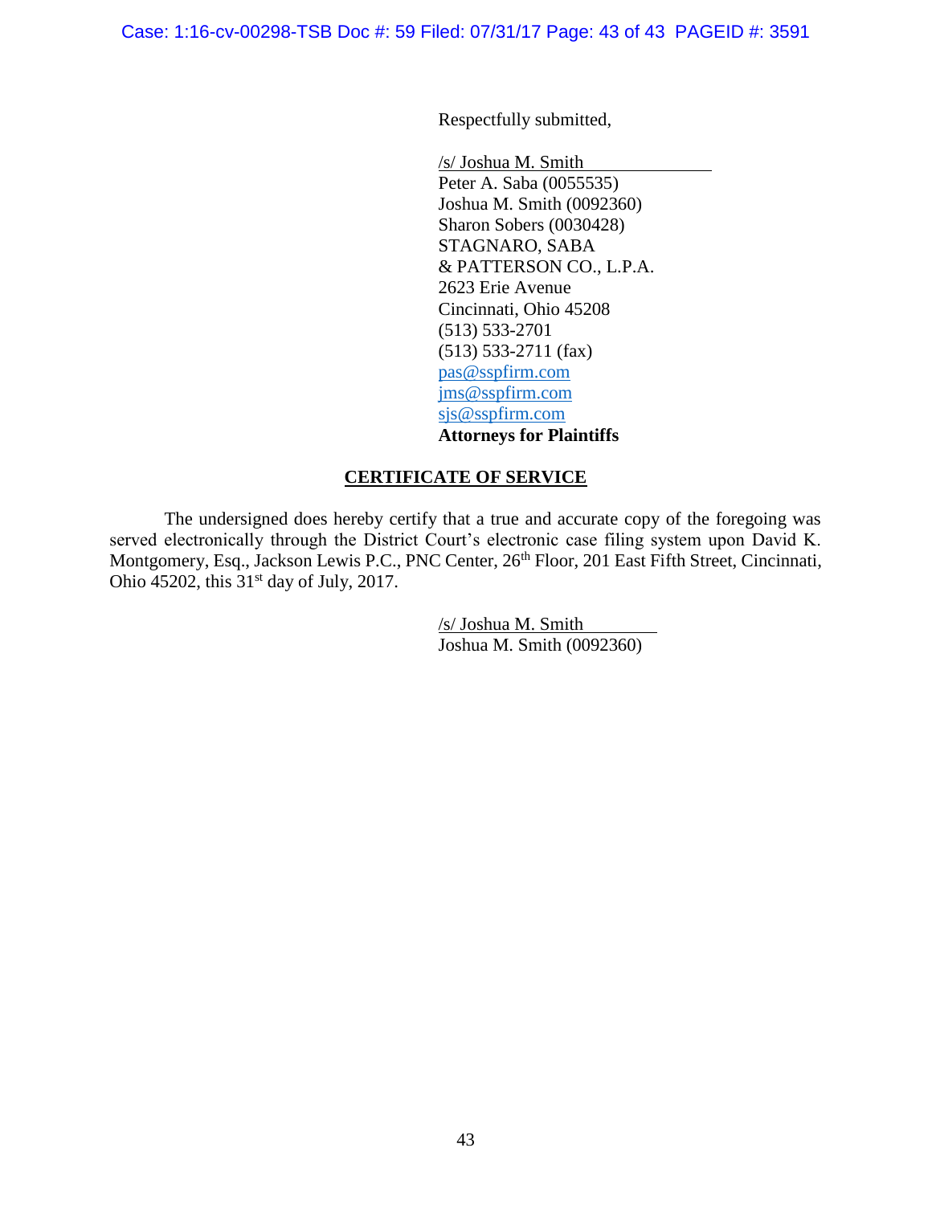Respectfully submitted,

/s/ Joshua M. Smith
Peter A. Saba (0055535)
Joshua M. Smith (0092360)
Sharon Sobers (0030428)
STAGNARO, SABA
& PATTERSON CO., L.P.A.
2623 Erie Avenue
Cincinnati, Ohio 45208
(513) 533-2701
(513) 533-2711 (fax)
pas@sspfirm.com
jms@sspfirm.com
sjs@sspfirm.com
**Attorneys for Plaintiffs**

## CERTIFICATE OF SERVICE

The undersigned does hereby certify that a true and accurate copy of the foregoing was served electronically through the District Court's electronic case filing system upon David K. Montgomery, Esq., Jackson Lewis P.C., PNC Center, 26th Floor, 201 East Fifth Street, Cincinnati, Ohio 45202, this 31st day of July, 2017.

/s/ Joshua M. Smith
Joshua M. Smith (0092360)